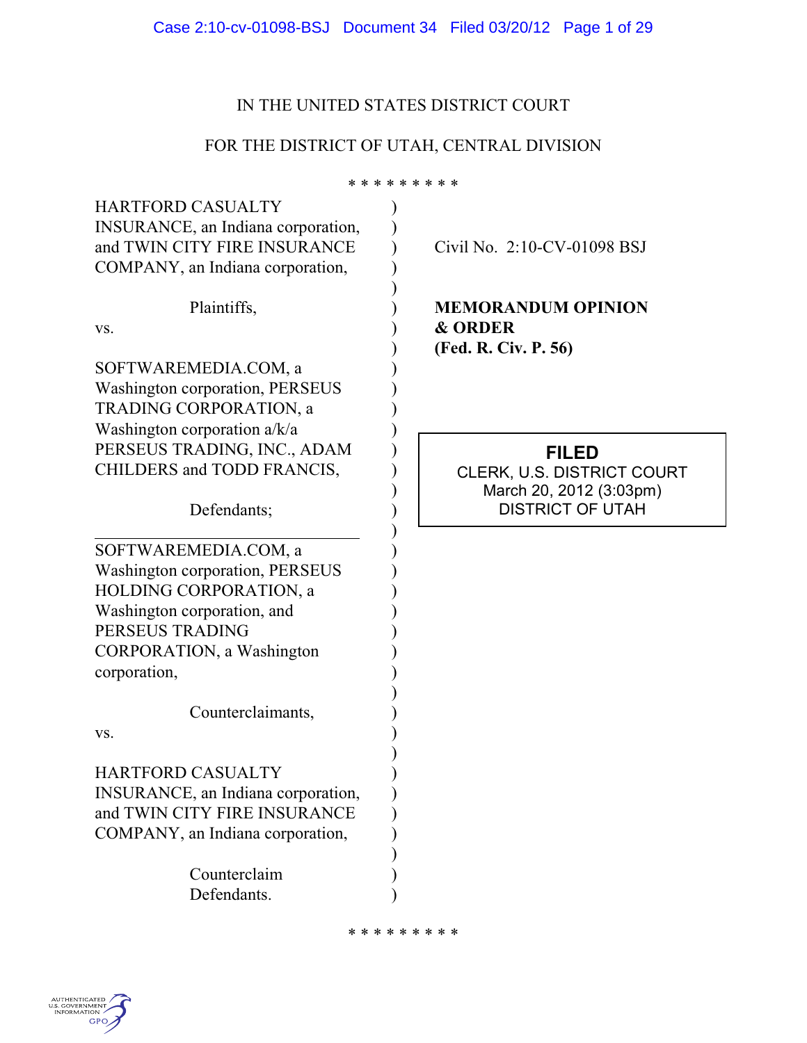IN THE UNITED STATES DISTRICT COURT

FOR THE DISTRICT OF UTAH, CENTRAL DIVISION

\* \* \* \* \* \* \* \* \*

HARTFORD CASUALTY INSURANCE, an Indiana corporation, and TWIN CITY FIRE INSURANCE COMPANY, an Indiana corporation,

Plaintiffs,

vs.

SOFTWAREMEDIA.COM, a Washington corporation, PERSEUS TRADING CORPORATION, a Washington corporation a/k/a PERSEUS TRADING, INC., ADAM CHILDERS and TODD FRANCIS,

Defendants;

---

SOFTWAREMEDIA.COM, a Washington corporation, PERSEUS HOLDING CORPORATION, a Washington corporation, and PERSEUS TRADING CORPORATION, a Washington corporation,

Counterclaimants,

vs.

HARTFORD CASUALTY INSURANCE, an Indiana corporation, and TWIN CITY FIRE INSURANCE COMPANY, an Indiana corporation,

Counterclaim Defendants.

Civil No. 2:10-CV-01098 BSJ

**MEMORANDUM OPINION & ORDER (Fed. R. Civ. P. 56)**

**FILED**
CLERK, U.S. DISTRICT COURT
March 20, 2012 (3:03pm)
DISTRICT OF UTAH

\* \* \* \* \* \* \* \* \*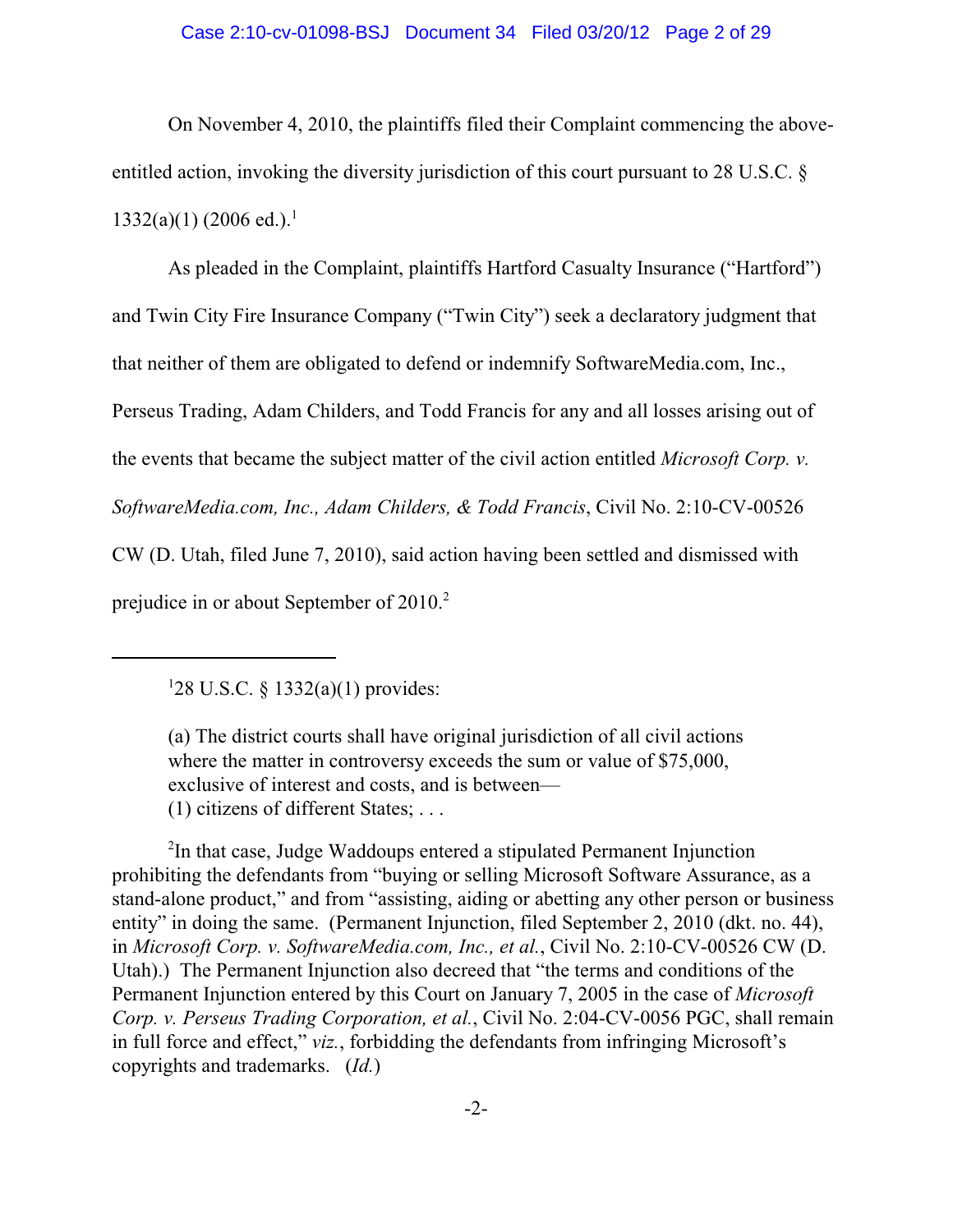On November 4, 2010, the plaintiffs filed their Complaint commencing the above-entitled action, invoking the diversity jurisdiction of this court pursuant to 28 U.S.C. § 1332(a)(1) (2006 ed.).[1]

As pleaded in the Complaint, plaintiffs Hartford Casualty Insurance ("Hartford") and Twin City Fire Insurance Company ("Twin City") seek a declaratory judgment that that neither of them are obligated to defend or indemnify SoftwareMedia.com, Inc., Perseus Trading, Adam Childers, and Todd Francis for any and all losses arising out of the events that became the subject matter of the civil action entitled *Microsoft Corp. v. SoftwareMedia.com, Inc., Adam Childers, & Todd Francis*, Civil No. 2:10-CV-00526 CW (D. Utah, filed June 7, 2010), said action having been settled and dismissed with prejudice in or about September of 2010.[2]

---

[1]28 U.S.C. § 1332(a)(1) provides:

> (a) The district courts shall have original jurisdiction of all civil actions where the matter in controversy exceeds the sum or value of $75,000, exclusive of interest and costs, and is between—
> (1) citizens of different States; . . .

[2]In that case, Judge Waddoups entered a stipulated Permanent Injunction prohibiting the defendants from "buying or selling Microsoft Software Assurance, as a stand-alone product," and from "assisting, aiding or abetting any other person or business entity" in doing the same. (Permanent Injunction, filed September 2, 2010 (dkt. no. 44), in *Microsoft Corp. v. SoftwareMedia.com, Inc., et al.*, Civil No. 2:10-CV-00526 CW (D. Utah).) The Permanent Injunction also decreed that "the terms and conditions of the Permanent Injunction entered by this Court on January 7, 2005 in the case of *Microsoft Corp. v. Perseus Trading Corporation, et al.*, Civil No. 2:04-CV-0056 PGC, shall remain in full force and effect," *viz.*, forbidding the defendants from infringing Microsoft's copyrights and trademarks. (*Id.*)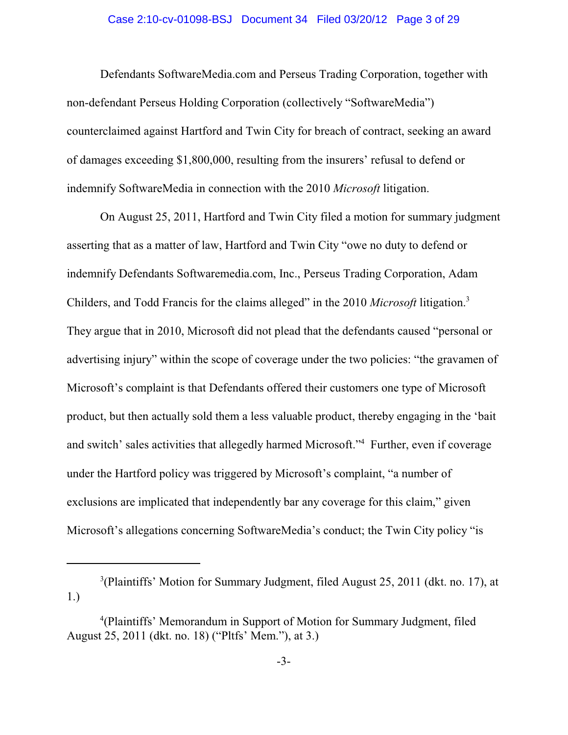Defendants SoftwareMedia.com and Perseus Trading Corporation, together with non-defendant Perseus Holding Corporation (collectively "SoftwareMedia") counterclaimed against Hartford and Twin City for breach of contract, seeking an award of damages exceeding $1,800,000, resulting from the insurers' refusal to defend or indemnify SoftwareMedia in connection with the 2010 *Microsoft* litigation.

On August 25, 2011, Hartford and Twin City filed a motion for summary judgment asserting that as a matter of law, Hartford and Twin City "owe no duty to defend or indemnify Defendants Softwaremedia.com, Inc., Perseus Trading Corporation, Adam Childers, and Todd Francis for the claims alleged" in the 2010 *Microsoft* litigation.[3] They argue that in 2010, Microsoft did not plead that the defendants caused "personal or advertising injury" within the scope of coverage under the two policies: "the gravamen of Microsoft's complaint is that Defendants offered their customers one type of Microsoft product, but then actually sold them a less valuable product, thereby engaging in the 'bait and switch' sales activities that allegedly harmed Microsoft."[4] Further, even if coverage under the Hartford policy was triggered by Microsoft's complaint, "a number of exclusions are implicated that independently bar any coverage for this claim," given Microsoft's allegations concerning SoftwareMedia's conduct; the Twin City policy "is

---

[3](Plaintiffs' Motion for Summary Judgment, filed August 25, 2011 (dkt. no. 17), at 1.)

[4](Plaintiffs' Memorandum in Support of Motion for Summary Judgment, filed August 25, 2011 (dkt. no. 18) ("Pltfs' Mem."), at 3.)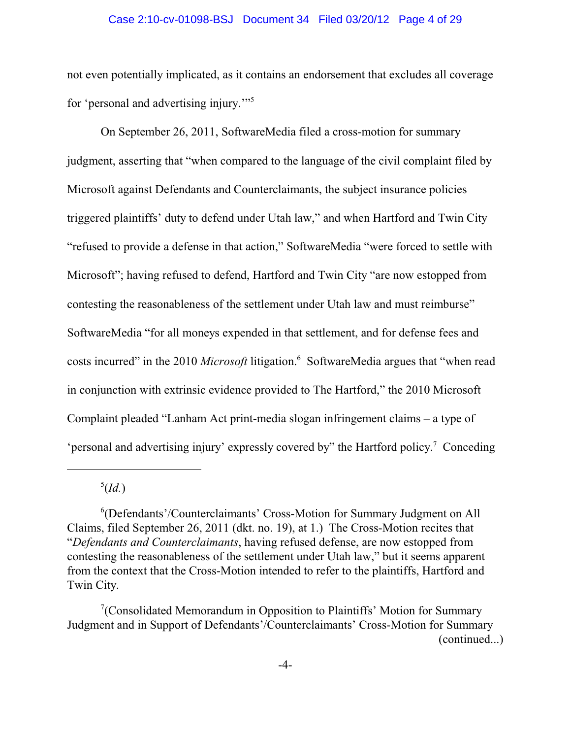not even potentially implicated, as it contains an endorsement that excludes all coverage for 'personal and advertising injury.'"[5]

On September 26, 2011, SoftwareMedia filed a cross-motion for summary judgment, asserting that "when compared to the language of the civil complaint filed by Microsoft against Defendants and Counterclaimants, the subject insurance policies triggered plaintiffs' duty to defend under Utah law," and when Hartford and Twin City "refused to provide a defense in that action," SoftwareMedia "were forced to settle with Microsoft"; having refused to defend, Hartford and Twin City "are now estopped from contesting the reasonableness of the settlement under Utah law and must reimburse" SoftwareMedia "for all moneys expended in that settlement, and for defense fees and costs incurred" in the 2010 *Microsoft* litigation.[6] SoftwareMedia argues that "when read in conjunction with extrinsic evidence provided to The Hartford," the 2010 Microsoft Complaint pleaded "Lanham Act print-media slogan infringement claims – a type of 'personal and advertising injury' expressly covered by" the Hartford policy.[7] Conceding

---

[5](*Id.*)

[6](Defendants'/Counterclaimants' Cross-Motion for Summary Judgment on All Claims, filed September 26, 2011 (dkt. no. 19), at 1.) The Cross-Motion recites that "*Defendants and Counterclaimants*, having refused defense, are now estopped from contesting the reasonableness of the settlement under Utah law," but it seems apparent from the context that the Cross-Motion intended to refer to the plaintiffs, Hartford and Twin City.

[7](Consolidated Memorandum in Opposition to Plaintiffs' Motion for Summary Judgment and in Support of Defendants'/Counterclaimants' Cross-Motion for Summary (continued...)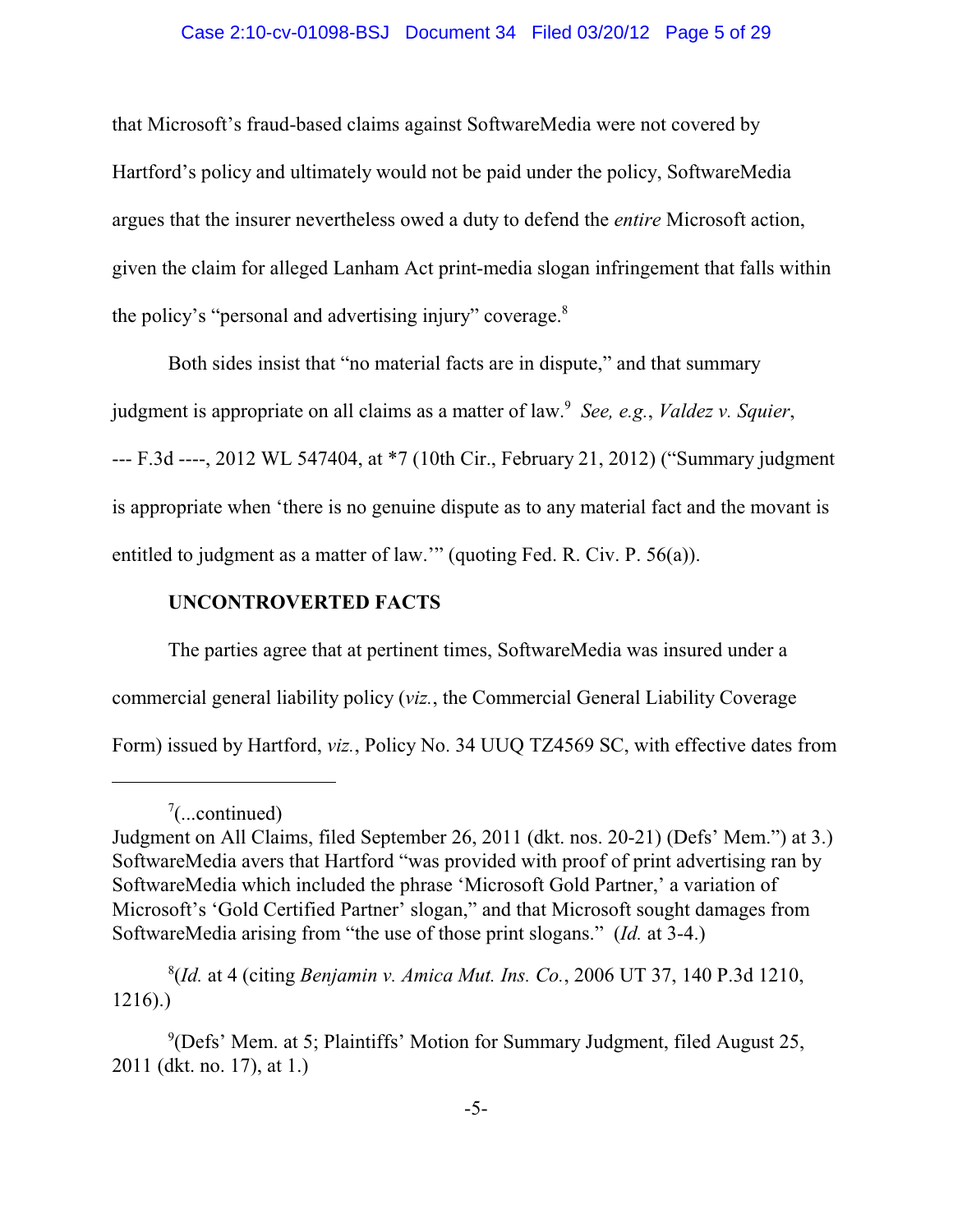that Microsoft's fraud-based claims against SoftwareMedia were not covered by Hartford's policy and ultimately would not be paid under the policy, SoftwareMedia argues that the insurer nevertheless owed a duty to defend the *entire* Microsoft action, given the claim for alleged Lanham Act print-media slogan infringement that falls within the policy's "personal and advertising injury" coverage.[8]

Both sides insist that "no material facts are in dispute," and that summary judgment is appropriate on all claims as a matter of law.[9] *See, e.g.*, *Valdez v. Squier*, --- F.3d ----, 2012 WL 547404, at *7 (10th Cir., February 21, 2012) ("Summary judgment is appropriate when 'there is no genuine dispute as to any material fact and the movant is entitled to judgment as a matter of law.'" (quoting Fed. R. Civ. P. 56(a)).

**UNCONTROVERTED FACTS**

The parties agree that at pertinent times, SoftwareMedia was insured under a commercial general liability policy (*viz.*, the Commercial General Liability Coverage Form) issued by Hartford, *viz.*, Policy No. 34 UUQ TZ4569 SC, with effective dates from

---

[7](...continued)
Judgment on All Claims, filed September 26, 2011 (dkt. nos. 20-21) (Defs' Mem.") at 3.) SoftwareMedia avers that Hartford "was provided with proof of print advertising ran by SoftwareMedia which included the phrase 'Microsoft Gold Partner,' a variation of Microsoft's 'Gold Certified Partner' slogan," and that Microsoft sought damages from SoftwareMedia arising from "the use of those print slogans." (*Id.* at 3-4.)

[8](*Id.* at 4 (citing *Benjamin v. Amica Mut. Ins. Co.*, 2006 UT 37, 140 P.3d 1210, 1216).)

[9](Defs' Mem. at 5; Plaintiffs' Motion for Summary Judgment, filed August 25, 2011 (dkt. no. 17), at 1.)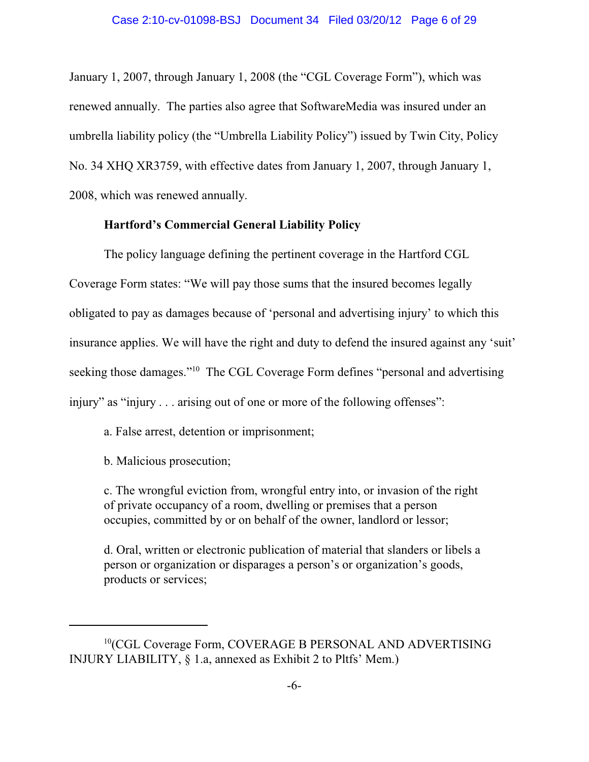January 1, 2007, through January 1, 2008 (the "CGL Coverage Form"), which was renewed annually. The parties also agree that SoftwareMedia was insured under an umbrella liability policy (the "Umbrella Liability Policy") issued by Twin City, Policy No. 34 XHQ XR3759, with effective dates from January 1, 2007, through January 1, 2008, which was renewed annually.

**Hartford's Commercial General Liability Policy**

The policy language defining the pertinent coverage in the Hartford CGL Coverage Form states: "We will pay those sums that the insured becomes legally obligated to pay as damages because of 'personal and advertising injury' to which this insurance applies. We will have the right and duty to defend the insured against any 'suit' seeking those damages."[10] The CGL Coverage Form defines "personal and advertising injury" as "injury . . . arising out of one or more of the following offenses":

> a. False arrest, detention or imprisonment;
>
> b. Malicious prosecution;
>
> c. The wrongful eviction from, wrongful entry into, or invasion of the right of private occupancy of a room, dwelling or premises that a person occupies, committed by or on behalf of the owner, landlord or lessor;
>
> d. Oral, written or electronic publication of material that slanders or libels a person or organization or disparages a person's or organization's goods, products or services;

---

[10](CGL Coverage Form, COVERAGE B PERSONAL AND ADVERTISING INJURY LIABILITY, § 1.a, annexed as Exhibit 2 to Pltfs' Mem.)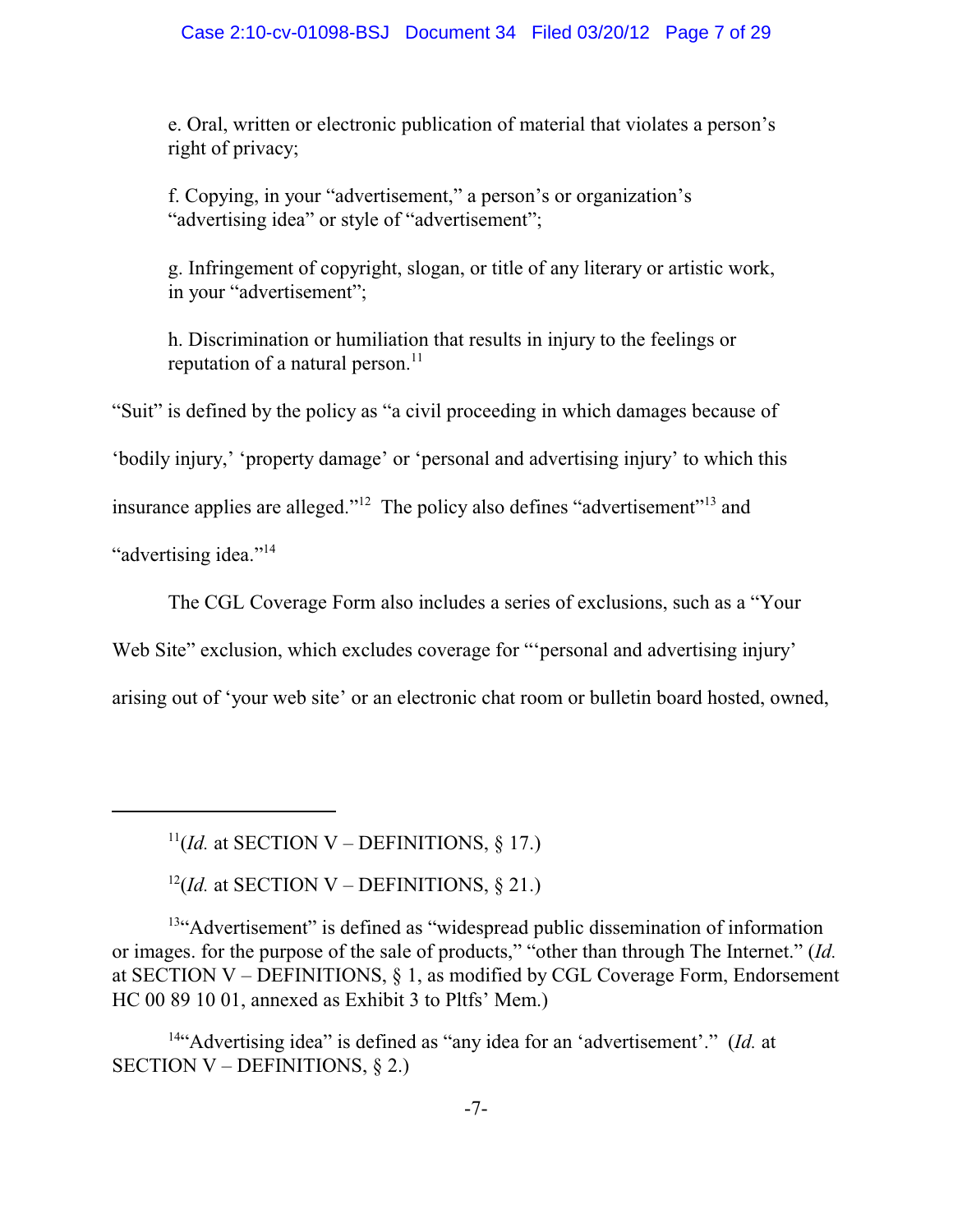e. Oral, written or electronic publication of material that violates a person's right of privacy;

f. Copying, in your "advertisement," a person's or organization's "advertising idea" or style of "advertisement";

g. Infringement of copyright, slogan, or title of any literary or artistic work, in your "advertisement";

h. Discrimination or humiliation that results in injury to the feelings or reputation of a natural person.[11]

"Suit" is defined by the policy as "a civil proceeding in which damages because of 'bodily injury,' 'property damage' or 'personal and advertising injury' to which this insurance applies are alleged."[12] The policy also defines "advertisement"[13] and "advertising idea."[14]

The CGL Coverage Form also includes a series of exclusions, such as a "Your Web Site" exclusion, which excludes coverage for "'personal and advertising injury' arising out of 'your web site' or an electronic chat room or bulletin board hosted, owned,

---

[11](*Id.* at SECTION V – DEFINITIONS, § 17.)

[12](*Id.* at SECTION V – DEFINITIONS, § 21.)

[13]"Advertisement" is defined as "widespread public dissemination of information or images. for the purpose of the sale of products," "other than through The Internet." (*Id.* at SECTION V – DEFINITIONS, § 1, as modified by CGL Coverage Form, Endorsement HC 00 89 10 01, annexed as Exhibit 3 to Pltfs' Mem.)

[14]"Advertising idea" is defined as "any idea for an 'advertisement'." (*Id.* at SECTION V – DEFINITIONS, § 2.)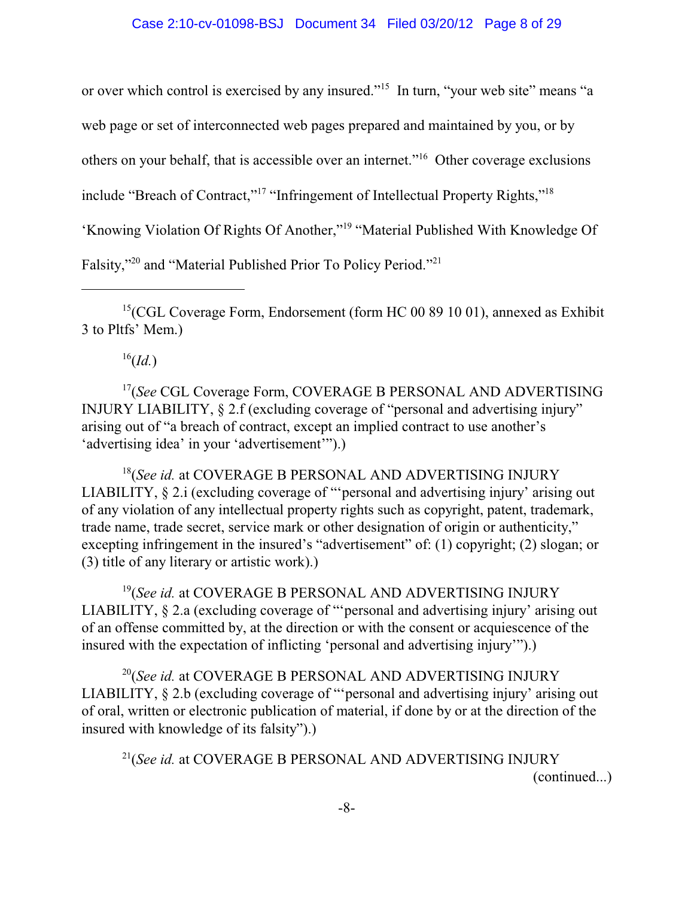or over which control is exercised by any insured."[15] In turn, "your web site" means "a web page or set of interconnected web pages prepared and maintained by you, or by others on your behalf, that is accessible over an internet."[16] Other coverage exclusions include "Breach of Contract,"[17] "Infringement of Intellectual Property Rights,"[18] 'Knowing Violation Of Rights Of Another,"[19] "Material Published With Knowledge Of Falsity,"[20] and "Material Published Prior To Policy Period."[21]

---

[15](CGL Coverage Form, Endorsement (form HC 00 89 10 01), annexed as Exhibit 3 to Pltfs' Mem.)

[16](*Id.*)

[17](*See* CGL Coverage Form, COVERAGE B PERSONAL AND ADVERTISING INJURY LIABILITY, § 2.f (excluding coverage of "personal and advertising injury" arising out of "a breach of contract, except an implied contract to use another's 'advertising idea' in your 'advertisement'").)

[18](*See id.* at COVERAGE B PERSONAL AND ADVERTISING INJURY LIABILITY, § 2.i (excluding coverage of "'personal and advertising injury' arising out of any violation of any intellectual property rights such as copyright, patent, trademark, trade name, trade secret, service mark or other designation of origin or authenticity," excepting infringement in the insured's "advertisement" of: (1) copyright; (2) slogan; or (3) title of any literary or artistic work).)

[19](*See id.* at COVERAGE B PERSONAL AND ADVERTISING INJURY LIABILITY, § 2.a (excluding coverage of "'personal and advertising injury' arising out of an offense committed by, at the direction or with the consent or acquiescence of the insured with the expectation of inflicting 'personal and advertising injury'").)

[20](*See id.* at COVERAGE B PERSONAL AND ADVERTISING INJURY LIABILITY, § 2.b (excluding coverage of "'personal and advertising injury' arising out of oral, written or electronic publication of material, if done by or at the direction of the insured with knowledge of its falsity").)

[21](*See id.* at COVERAGE B PERSONAL AND ADVERTISING INJURY (continued...)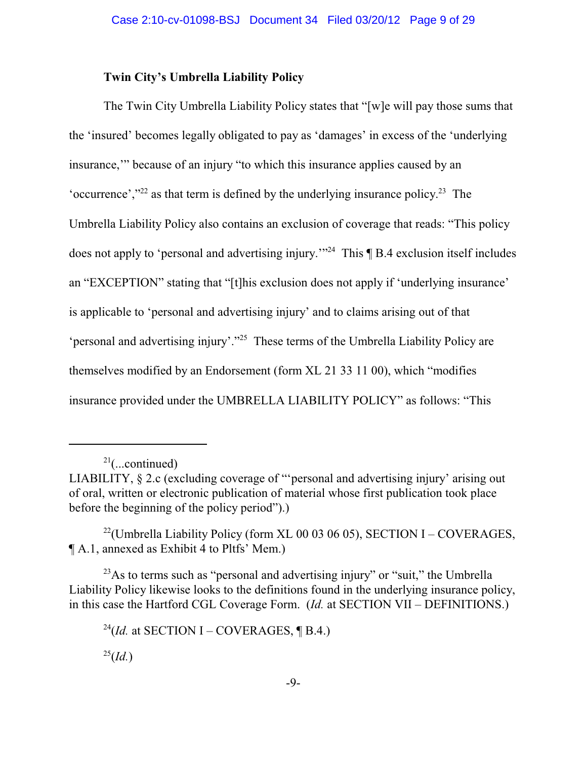**Twin City's Umbrella Liability Policy**

The Twin City Umbrella Liability Policy states that "[w]e will pay those sums that the 'insured' becomes legally obligated to pay as 'damages' in excess of the 'underlying insurance,'" because of an injury "to which this insurance applies caused by an 'occurrence',"[22] as that term is defined by the underlying insurance policy.[23] The Umbrella Liability Policy also contains an exclusion of coverage that reads: "This policy does not apply to 'personal and advertising injury.'"[24] This ¶ B.4 exclusion itself includes an "EXCEPTION" stating that "[t]his exclusion does not apply if 'underlying insurance' is applicable to 'personal and advertising injury' and to claims arising out of that 'personal and advertising injury'."[25] These terms of the Umbrella Liability Policy are themselves modified by an Endorsement (form XL 21 33 11 00), which "modifies insurance provided under the UMBRELLA LIABILITY POLICY" as follows: "This

---

[21](...continued)
LIABILITY, § 2.c (excluding coverage of "'personal and advertising injury' arising out of oral, written or electronic publication of material whose first publication took place before the beginning of the policy period").)

[22](Umbrella Liability Policy (form XL 00 03 06 05), SECTION I – COVERAGES, ¶ A.1, annexed as Exhibit 4 to Pltfs' Mem.)

[23]As to terms such as "personal and advertising injury" or "suit," the Umbrella Liability Policy likewise looks to the definitions found in the underlying insurance policy, in this case the Hartford CGL Coverage Form. (*Id.* at SECTION VII – DEFINITIONS.)

[24](*Id.* at SECTION I – COVERAGES, ¶ B.4.)

[25](*Id.*)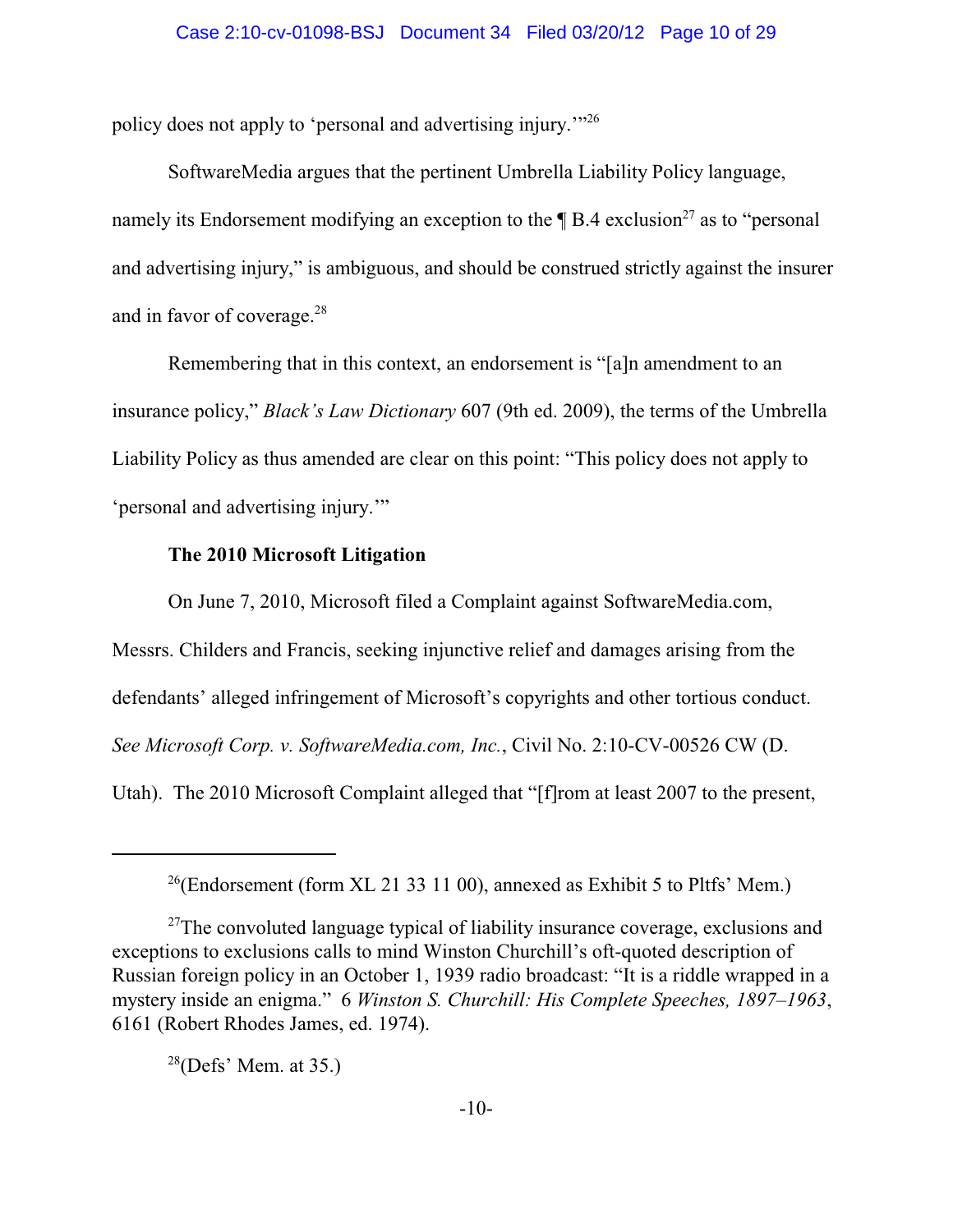policy does not apply to 'personal and advertising injury.'"[26]

SoftwareMedia argues that the pertinent Umbrella Liability Policy language, namely its Endorsement modifying an exception to the ¶ B.4 exclusion[27] as to "personal and advertising injury," is ambiguous, and should be construed strictly against the insurer and in favor of coverage.[28]

Remembering that in this context, an endorsement is "[a]n amendment to an insurance policy," *Black's Law Dictionary* 607 (9th ed. 2009), the terms of the Umbrella Liability Policy as thus amended are clear on this point: "This policy does not apply to 'personal and advertising injury.'"

**The 2010 Microsoft Litigation**

On June 7, 2010, Microsoft filed a Complaint against SoftwareMedia.com, Messrs. Childers and Francis, seeking injunctive relief and damages arising from the defendants' alleged infringement of Microsoft's copyrights and other tortious conduct. *See Microsoft Corp. v. SoftwareMedia.com, Inc.*, Civil No. 2:10-CV-00526 CW (D. Utah). The 2010 Microsoft Complaint alleged that "[f]rom at least 2007 to the present,

---

[26](Endorsement (form XL 21 33 11 00), annexed as Exhibit 5 to Pltfs' Mem.)

[27]The convoluted language typical of liability insurance coverage, exclusions and exceptions to exclusions calls to mind Winston Churchill's oft-quoted description of Russian foreign policy in an October 1, 1939 radio broadcast: "It is a riddle wrapped in a mystery inside an enigma." 6 *Winston S. Churchill: His Complete Speeches, 1897–1963*, 6161 (Robert Rhodes James, ed. 1974).

[28](Defs' Mem. at 35.)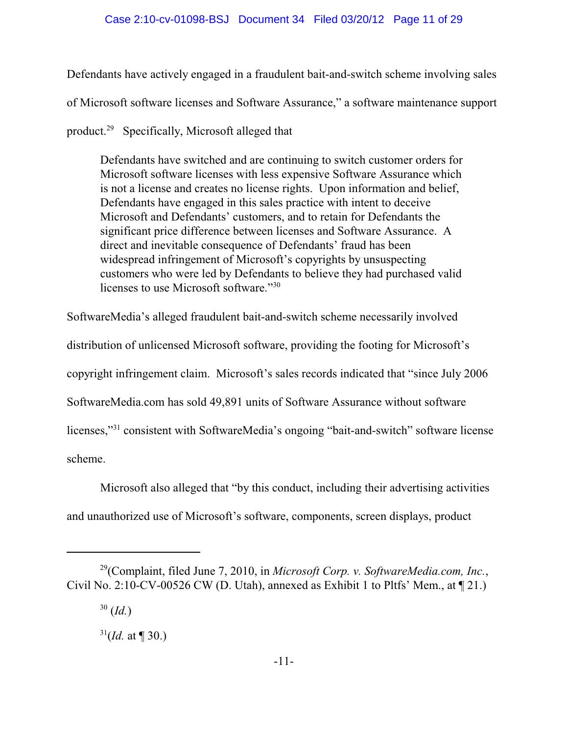Defendants have actively engaged in a fraudulent bait-and-switch scheme involving sales of Microsoft software licenses and Software Assurance," a software maintenance support product.[29] Specifically, Microsoft alleged that

> Defendants have switched and are continuing to switch customer orders for Microsoft software licenses with less expensive Software Assurance which is not a license and creates no license rights. Upon information and belief, Defendants have engaged in this sales practice with intent to deceive Microsoft and Defendants' customers, and to retain for Defendants the significant price difference between licenses and Software Assurance. A direct and inevitable consequence of Defendants' fraud has been widespread infringement of Microsoft's copyrights by unsuspecting customers who were led by Defendants to believe they had purchased valid licenses to use Microsoft software."[30]

SoftwareMedia's alleged fraudulent bait-and-switch scheme necessarily involved distribution of unlicensed Microsoft software, providing the footing for Microsoft's copyright infringement claim. Microsoft's sales records indicated that "since July 2006 SoftwareMedia.com has sold 49,891 units of Software Assurance without software licenses,"[31] consistent with SoftwareMedia's ongoing "bait-and-switch" software license scheme.

Microsoft also alleged that "by this conduct, including their advertising activities and unauthorized use of Microsoft's software, components, screen displays, product

---

[29](Complaint, filed June 7, 2010, in *Microsoft Corp. v. SoftwareMedia.com, Inc.*, Civil No. 2:10-CV-00526 CW (D. Utah), annexed as Exhibit 1 to Pltfs' Mem., at ¶ 21.)

[30] (*Id.*)

[31](*Id.* at ¶ 30.)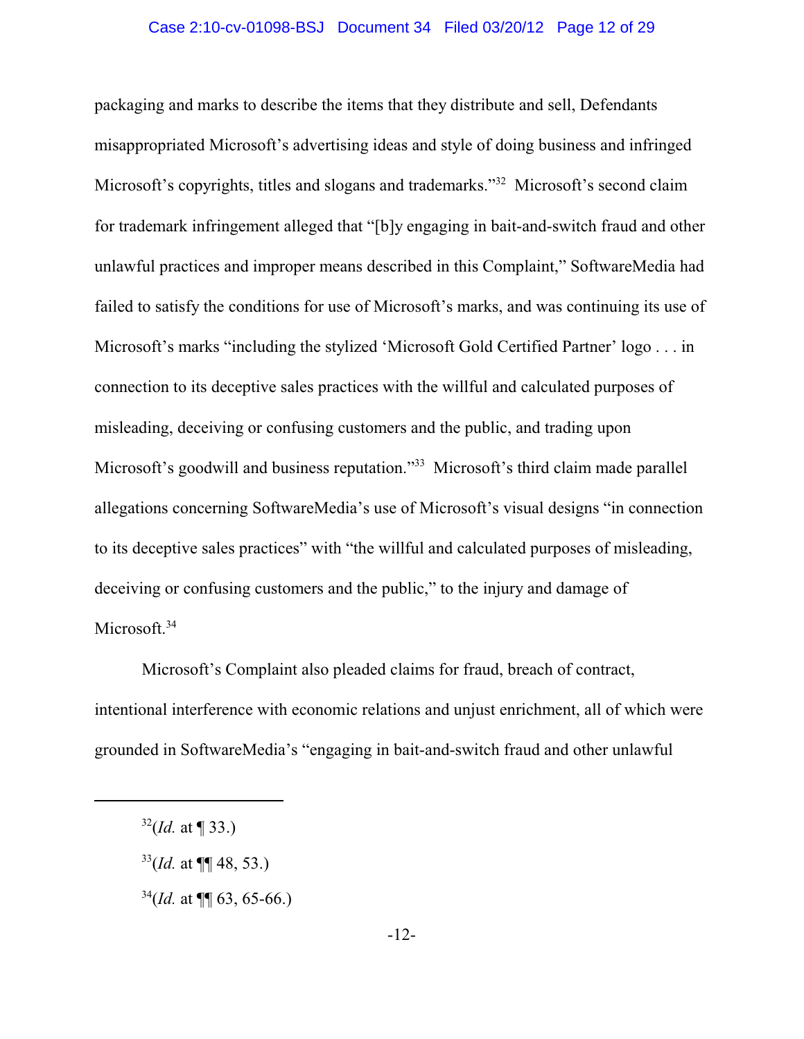packaging and marks to describe the items that they distribute and sell, Defendants misappropriated Microsoft's advertising ideas and style of doing business and infringed Microsoft's copyrights, titles and slogans and trademarks."[32] Microsoft's second claim for trademark infringement alleged that "[b]y engaging in bait-and-switch fraud and other unlawful practices and improper means described in this Complaint," SoftwareMedia had failed to satisfy the conditions for use of Microsoft's marks, and was continuing its use of Microsoft's marks "including the stylized 'Microsoft Gold Certified Partner' logo . . . in connection to its deceptive sales practices with the willful and calculated purposes of misleading, deceiving or confusing customers and the public, and trading upon Microsoft's goodwill and business reputation."[33] Microsoft's third claim made parallel allegations concerning SoftwareMedia's use of Microsoft's visual designs "in connection to its deceptive sales practices" with "the willful and calculated purposes of misleading, deceiving or confusing customers and the public," to the injury and damage of Microsoft.[34]

Microsoft's Complaint also pleaded claims for fraud, breach of contract, intentional interference with economic relations and unjust enrichment, all of which were grounded in SoftwareMedia's "engaging in bait-and-switch fraud and other unlawful

---

[32](*Id.* at ¶ 33.)

[33](*Id.* at ¶¶ 48, 53.)

[34](*Id.* at ¶¶ 63, 65-66.)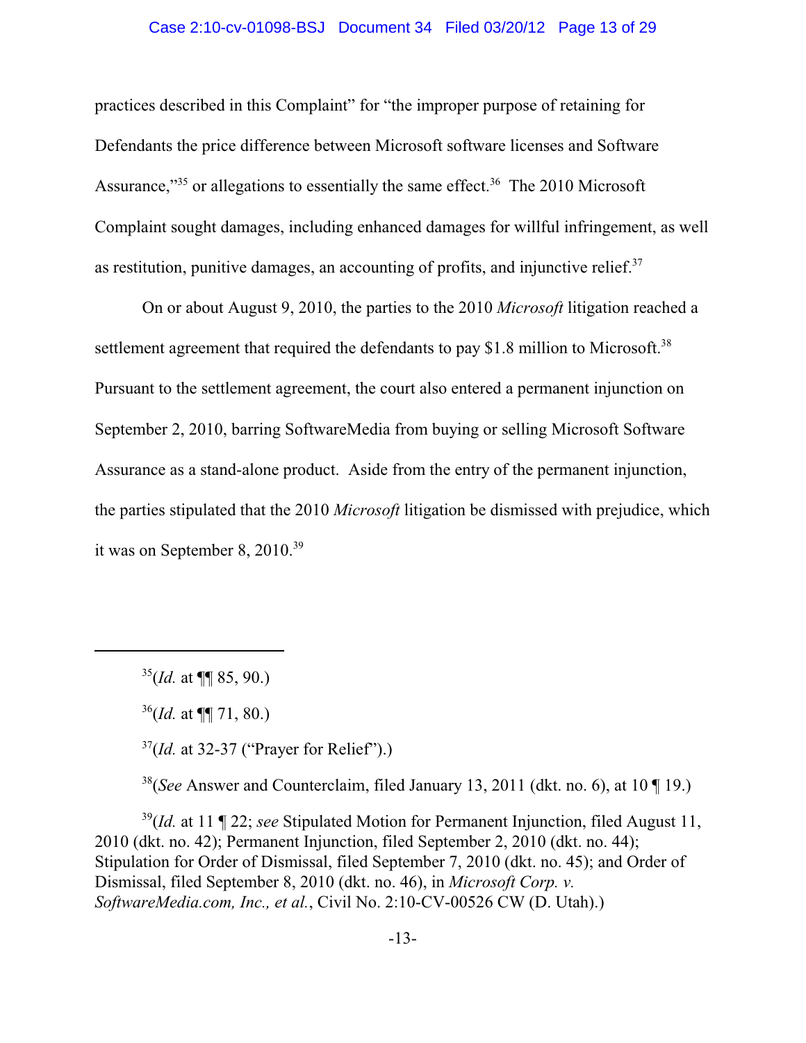practices described in this Complaint" for "the improper purpose of retaining for Defendants the price difference between Microsoft software licenses and Software Assurance,"[35] or allegations to essentially the same effect.[36] The 2010 Microsoft Complaint sought damages, including enhanced damages for willful infringement, as well as restitution, punitive damages, an accounting of profits, and injunctive relief.[37]

On or about August 9, 2010, the parties to the 2010 *Microsoft* litigation reached a settlement agreement that required the defendants to pay $1.8 million to Microsoft.[38] Pursuant to the settlement agreement, the court also entered a permanent injunction on September 2, 2010, barring SoftwareMedia from buying or selling Microsoft Software Assurance as a stand-alone product. Aside from the entry of the permanent injunction, the parties stipulated that the 2010 *Microsoft* litigation be dismissed with prejudice, which it was on September 8, 2010.[39]

---

[35](*Id.* at ¶¶ 85, 90.)

[36](*Id.* at ¶¶ 71, 80.)

[37](*Id.* at 32-37 ("Prayer for Relief").)

[38](*See* Answer and Counterclaim, filed January 13, 2011 (dkt. no. 6), at 10 ¶ 19.)

[39](*Id.* at 11 ¶ 22; *see* Stipulated Motion for Permanent Injunction, filed August 11, 2010 (dkt. no. 42); Permanent Injunction, filed September 2, 2010 (dkt. no. 44); Stipulation for Order of Dismissal, filed September 7, 2010 (dkt. no. 45); and Order of Dismissal, filed September 8, 2010 (dkt. no. 46), in *Microsoft Corp. v. SoftwareMedia.com, Inc., et al.*, Civil No. 2:10-CV-00526 CW (D. Utah).)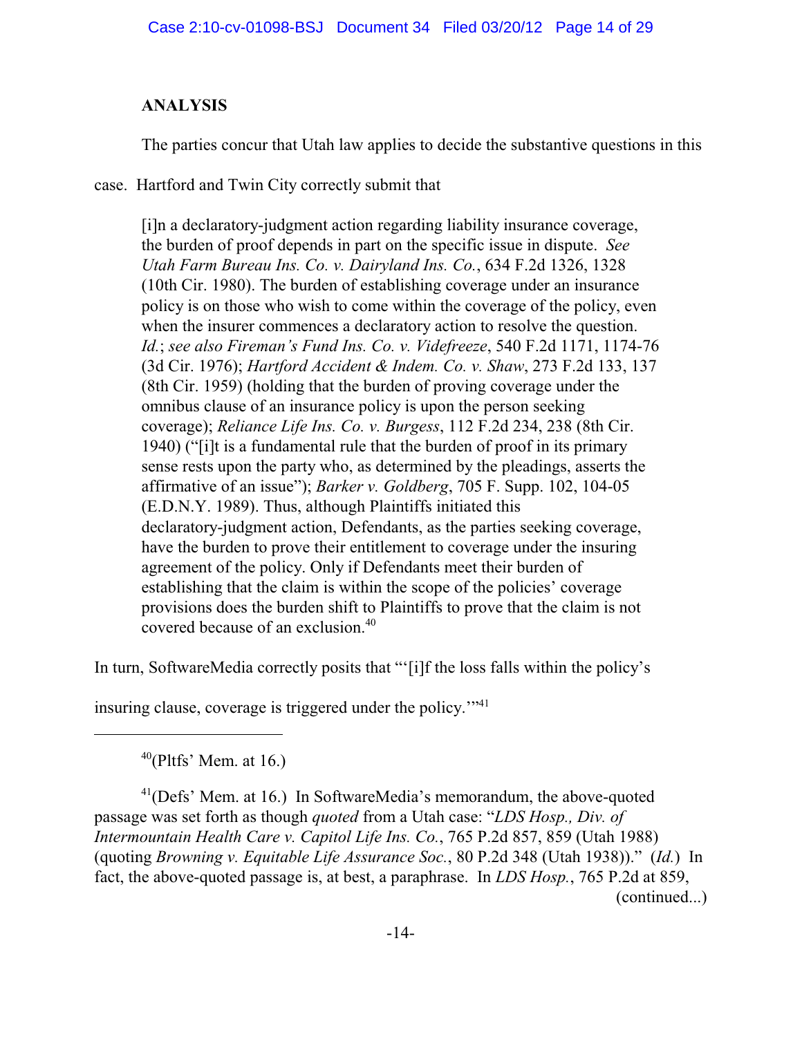## ANALYSIS

The parties concur that Utah law applies to decide the substantive questions in this case. Hartford and Twin City correctly submit that

> [i]n a declaratory-judgment action regarding liability insurance coverage, the burden of proof depends in part on the specific issue in dispute. *See Utah Farm Bureau Ins. Co. v. Dairyland Ins. Co.*, 634 F.2d 1326, 1328 (10th Cir. 1980). The burden of establishing coverage under an insurance policy is on those who wish to come within the coverage of the policy, even when the insurer commences a declaratory action to resolve the question. *Id.*; *see also Fireman's Fund Ins. Co. v. Videfreeze*, 540 F.2d 1171, 1174-76 (3d Cir. 1976); *Hartford Accident & Indem. Co. v. Shaw*, 273 F.2d 133, 137 (8th Cir. 1959) (holding that the burden of proving coverage under the omnibus clause of an insurance policy is upon the person seeking coverage); *Reliance Life Ins. Co. v. Burgess*, 112 F.2d 234, 238 (8th Cir. 1940) ("[i]t is a fundamental rule that the burden of proof in its primary sense rests upon the party who, as determined by the pleadings, asserts the affirmative of an issue"); *Barker v. Goldberg*, 705 F. Supp. 102, 104-05 (E.D.N.Y. 1989). Thus, although Plaintiffs initiated this declaratory-judgment action, Defendants, as the parties seeking coverage, have the burden to prove their entitlement to coverage under the insuring agreement of the policy. Only if Defendants meet their burden of establishing that the claim is within the scope of the policies' coverage provisions does the burden shift to Plaintiffs to prove that the claim is not covered because of an exclusion.[40]

In turn, SoftwareMedia correctly posits that "'[i]f the loss falls within the policy's insuring clause, coverage is triggered under the policy.'"[41]

---

[40](Pltfs' Mem. at 16.)

[41](Defs' Mem. at 16.) In SoftwareMedia's memorandum, the above-quoted passage was set forth as though *quoted* from a Utah case: "*LDS Hosp., Div. of Intermountain Health Care v. Capitol Life Ins. Co.*, 765 P.2d 857, 859 (Utah 1988) (quoting *Browning v. Equitable Life Assurance Soc.*, 80 P.2d 348 (Utah 1938))." (*Id.*) In fact, the above-quoted passage is, at best, a paraphrase. In *LDS Hosp.*, 765 P.2d at 859, (continued...)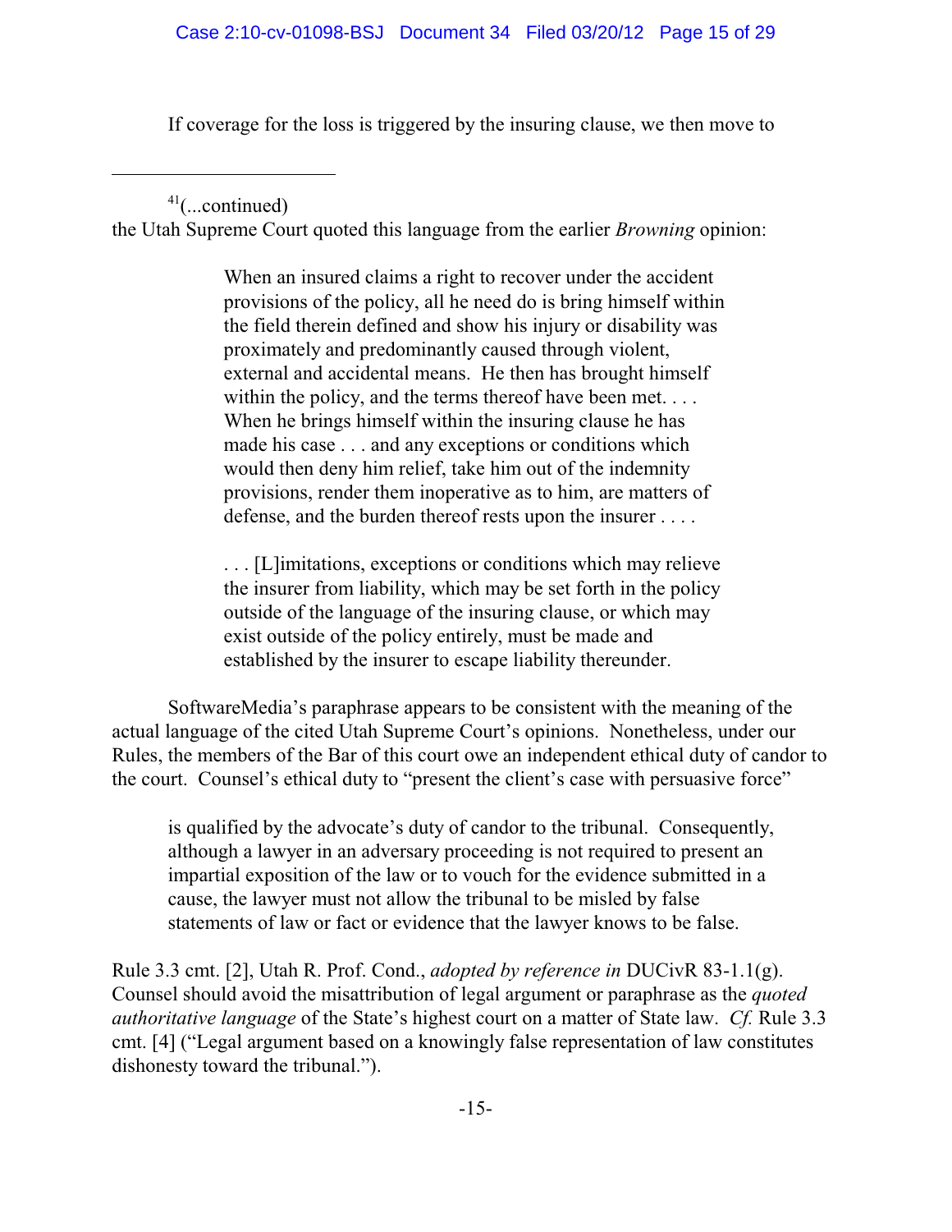If coverage for the loss is triggered by the insuring clause, we then move to

---

[41](...continued)
the Utah Supreme Court quoted this language from the earlier *Browning* opinion:

> When an insured claims a right to recover under the accident provisions of the policy, all he need do is bring himself within the field therein defined and show his injury or disability was proximately and predominantly caused through violent, external and accidental means. He then has brought himself within the policy, and the terms thereof have been met. . . . When he brings himself within the insuring clause he has made his case . . . and any exceptions or conditions which would then deny him relief, take him out of the indemnity provisions, render them inoperative as to him, are matters of defense, and the burden thereof rests upon the insurer . . . .
>
> . . . [L]imitations, exceptions or conditions which may relieve the insurer from liability, which may be set forth in the policy outside of the language of the insuring clause, or which may exist outside of the policy entirely, must be made and established by the insurer to escape liability thereunder.

SoftwareMedia's paraphrase appears to be consistent with the meaning of the actual language of the cited Utah Supreme Court's opinions. Nonetheless, under our Rules, the members of the Bar of this court owe an independent ethical duty of candor to the court. Counsel's ethical duty to "present the client's case with persuasive force"

> is qualified by the advocate's duty of candor to the tribunal. Consequently, although a lawyer in an adversary proceeding is not required to present an impartial exposition of the law or to vouch for the evidence submitted in a cause, the lawyer must not allow the tribunal to be misled by false statements of law or fact or evidence that the lawyer knows to be false.

Rule 3.3 cmt. [2], Utah R. Prof. Cond., *adopted by reference in* DUCivR 83-1.1(g). Counsel should avoid the misattribution of legal argument or paraphrase as the *quoted authoritative language* of the State's highest court on a matter of State law. *Cf.* Rule 3.3 cmt. [4] ("Legal argument based on a knowingly false representation of law constitutes dishonesty toward the tribunal.").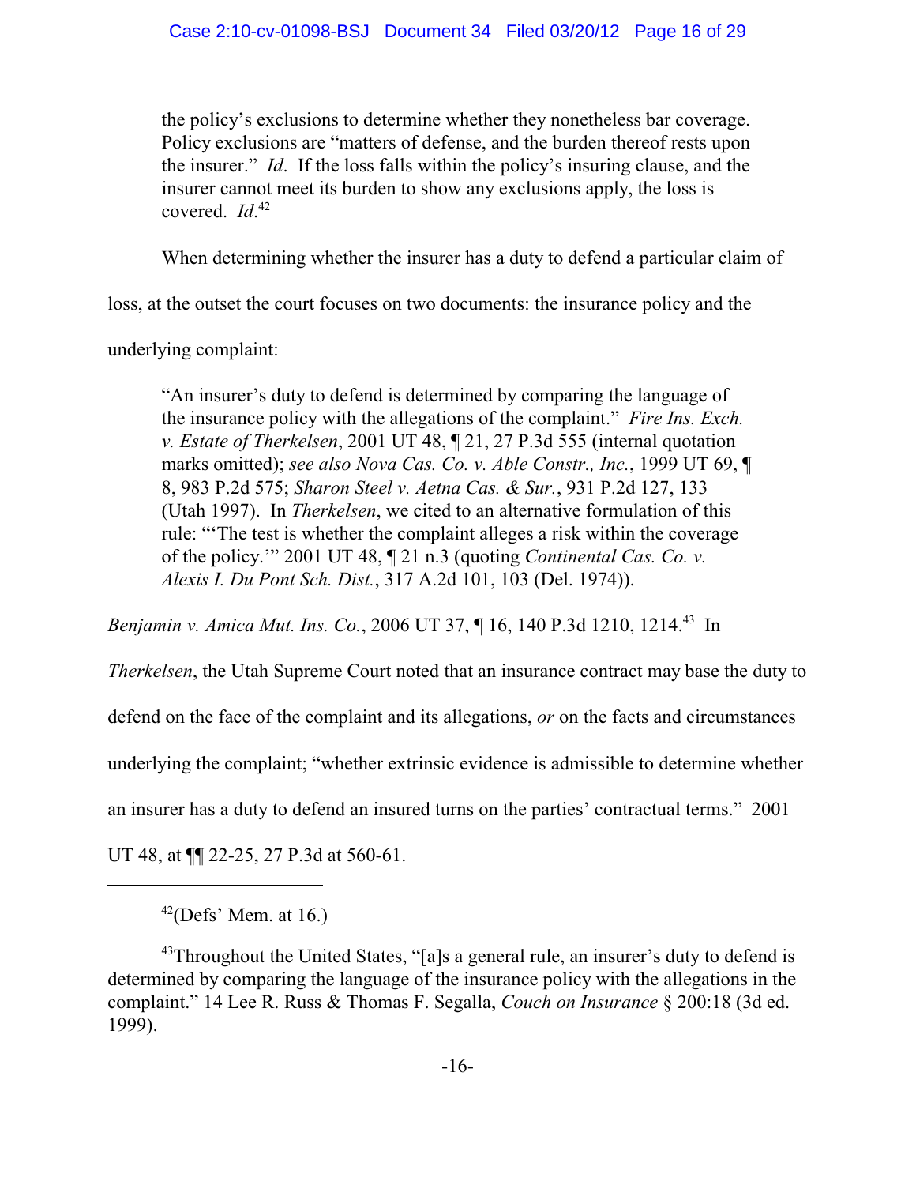> the policy's exclusions to determine whether they nonetheless bar coverage. Policy exclusions are "matters of defense, and the burden thereof rests upon the insurer." *Id*. If the loss falls within the policy's insuring clause, and the insurer cannot meet its burden to show any exclusions apply, the loss is covered. *Id*.[42]

When determining whether the insurer has a duty to defend a particular claim of loss, at the outset the court focuses on two documents: the insurance policy and the underlying complaint:

> "An insurer's duty to defend is determined by comparing the language of the insurance policy with the allegations of the complaint." *Fire Ins. Exch. v. Estate of Therkelsen*, 2001 UT 48, ¶ 21, 27 P.3d 555 (internal quotation marks omitted); *see also Nova Cas. Co. v. Able Constr., Inc.*, 1999 UT 69, ¶ 8, 983 P.2d 575; *Sharon Steel v. Aetna Cas. & Sur.*, 931 P.2d 127, 133 (Utah 1997). In *Therkelsen*, we cited to an alternative formulation of this rule: "'The test is whether the complaint alleges a risk within the coverage of the policy.'" 2001 UT 48, ¶ 21 n.3 (quoting *Continental Cas. Co. v. Alexis I. Du Pont Sch. Dist.*, 317 A.2d 101, 103 (Del. 1974)).

*Benjamin v. Amica Mut. Ins. Co.*, 2006 UT 37, ¶ 16, 140 P.3d 1210, 1214.[43] In *Therkelsen*, the Utah Supreme Court noted that an insurance contract may base the duty to defend on the face of the complaint and its allegations, *or* on the facts and circumstances underlying the complaint; "whether extrinsic evidence is admissible to determine whether an insurer has a duty to defend an insured turns on the parties' contractual terms." 2001 UT 48, at ¶¶ 22-25, 27 P.3d at 560-61.

---

[42](Defs' Mem. at 16.)

[43]Throughout the United States, "[a]s a general rule, an insurer's duty to defend is determined by comparing the language of the insurance policy with the allegations in the complaint." 14 Lee R. Russ & Thomas F. Segalla, *Couch on Insurance* § 200:18 (3d ed. 1999).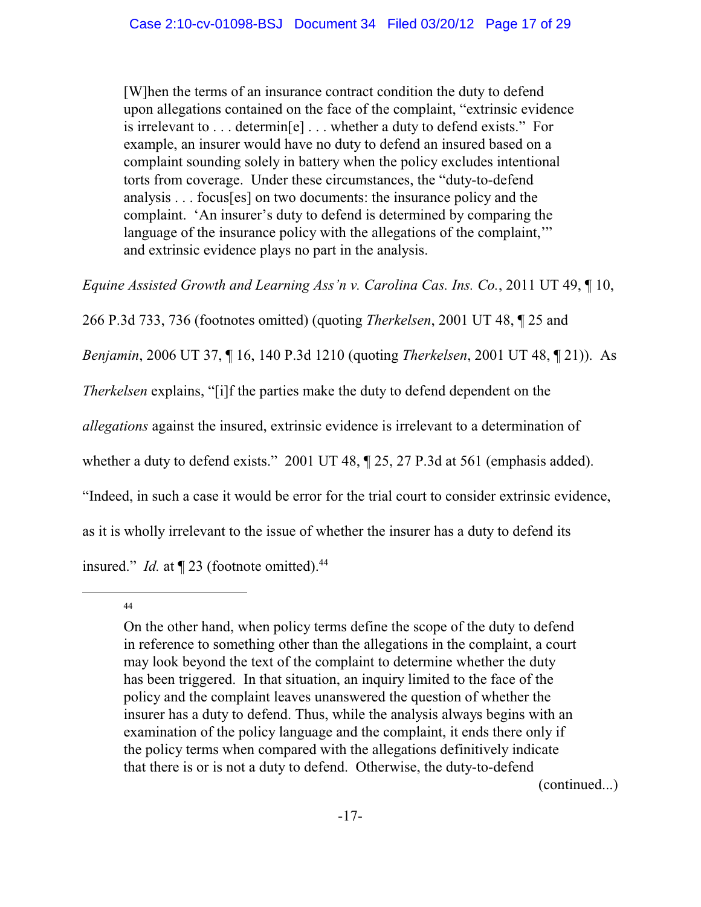> [W]hen the terms of an insurance contract condition the duty to defend upon allegations contained on the face of the complaint, "extrinsic evidence is irrelevant to . . . determin[e] . . . whether a duty to defend exists." For example, an insurer would have no duty to defend an insured based on a complaint sounding solely in battery when the policy excludes intentional torts from coverage. Under these circumstances, the "duty-to-defend analysis . . . focus[es] on two documents: the insurance policy and the complaint. 'An insurer's duty to defend is determined by comparing the language of the insurance policy with the allegations of the complaint,'" and extrinsic evidence plays no part in the analysis.

*Equine Assisted Growth and Learning Ass'n v. Carolina Cas. Ins. Co.*, 2011 UT 49, ¶ 10, 266 P.3d 733, 736 (footnotes omitted) (quoting *Therkelsen*, 2001 UT 48, ¶ 25 and *Benjamin*, 2006 UT 37, ¶ 16, 140 P.3d 1210 (quoting *Therkelsen*, 2001 UT 48, ¶ 21)). As *Therkelsen* explains, "[i]f the parties make the duty to defend dependent on the *allegations* against the insured, extrinsic evidence is irrelevant to a determination of whether a duty to defend exists." 2001 UT 48, ¶ 25, 27 P.3d at 561 (emphasis added). "Indeed, in such a case it would be error for the trial court to consider extrinsic evidence, as it is wholly irrelevant to the issue of whether the insurer has a duty to defend its insured." *Id.* at ¶ 23 (footnote omitted).[44]

---

[44] On the other hand, when policy terms define the scope of the duty to defend in reference to something other than the allegations in the complaint, a court may look beyond the text of the complaint to determine whether the duty has been triggered. In that situation, an inquiry limited to the face of the policy and the complaint leaves unanswered the question of whether the insurer has a duty to defend. Thus, while the analysis always begins with an examination of the policy language and the complaint, it ends there only if the policy terms when compared with the allegations definitively indicate that there is or is not a duty to defend. Otherwise, the duty-to-defend

(continued...)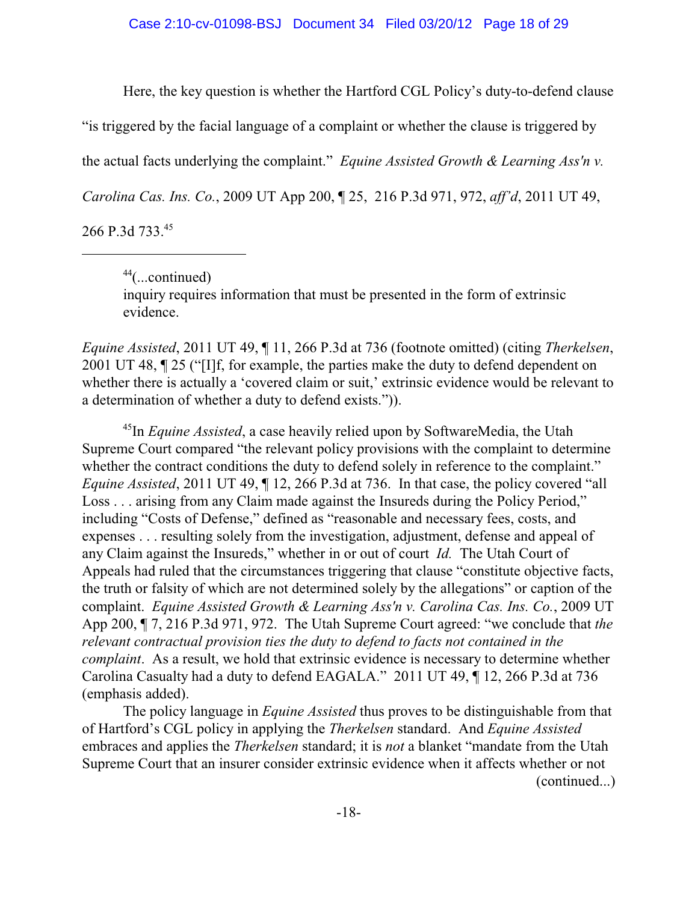Here, the key question is whether the Hartford CGL Policy's duty-to-defend clause "is triggered by the facial language of a complaint or whether the clause is triggered by the actual facts underlying the complaint." *Equine Assisted Growth & Learning Ass'n v. Carolina Cas. Ins. Co.*, 2009 UT App 200, ¶ 25, 216 P.3d 971, 972, *aff'd*, 2011 UT 49, 266 P.3d 733.[45]

---

[44](...continued)
inquiry requires information that must be presented in the form of extrinsic evidence.

*Equine Assisted*, 2011 UT 49, ¶ 11, 266 P.3d at 736 (footnote omitted) (citing *Therkelsen*, 2001 UT 48, ¶ 25 ("[I]f, for example, the parties make the duty to defend dependent on whether there is actually a 'covered claim or suit,' extrinsic evidence would be relevant to a determination of whether a duty to defend exists.")).

[45]In *Equine Assisted*, a case heavily relied upon by SoftwareMedia, the Utah Supreme Court compared "the relevant policy provisions with the complaint to determine whether the contract conditions the duty to defend solely in reference to the complaint." *Equine Assisted*, 2011 UT 49, ¶ 12, 266 P.3d at 736. In that case, the policy covered "all Loss . . . arising from any Claim made against the Insureds during the Policy Period," including "Costs of Defense," defined as "reasonable and necessary fees, costs, and expenses . . . resulting solely from the investigation, adjustment, defense and appeal of any Claim against the Insureds," whether in or out of court *Id.* The Utah Court of Appeals had ruled that the circumstances triggering that clause "constitute objective facts, the truth or falsity of which are not determined solely by the allegations" or caption of the complaint. *Equine Assisted Growth & Learning Ass'n v. Carolina Cas. Ins. Co.*, 2009 UT App 200, ¶ 7, 216 P.3d 971, 972. The Utah Supreme Court agreed: "we conclude that *the relevant contractual provision ties the duty to defend to facts not contained in the complaint*. As a result, we hold that extrinsic evidence is necessary to determine whether Carolina Casualty had a duty to defend EAGALA." 2011 UT 49, ¶ 12, 266 P.3d at 736 (emphasis added).

The policy language in *Equine Assisted* thus proves to be distinguishable from that of Hartford's CGL policy in applying the *Therkelsen* standard. And *Equine Assisted* embraces and applies the *Therkelsen* standard; it is *not* a blanket "mandate from the Utah Supreme Court that an insurer consider extrinsic evidence when it affects whether or not (continued...)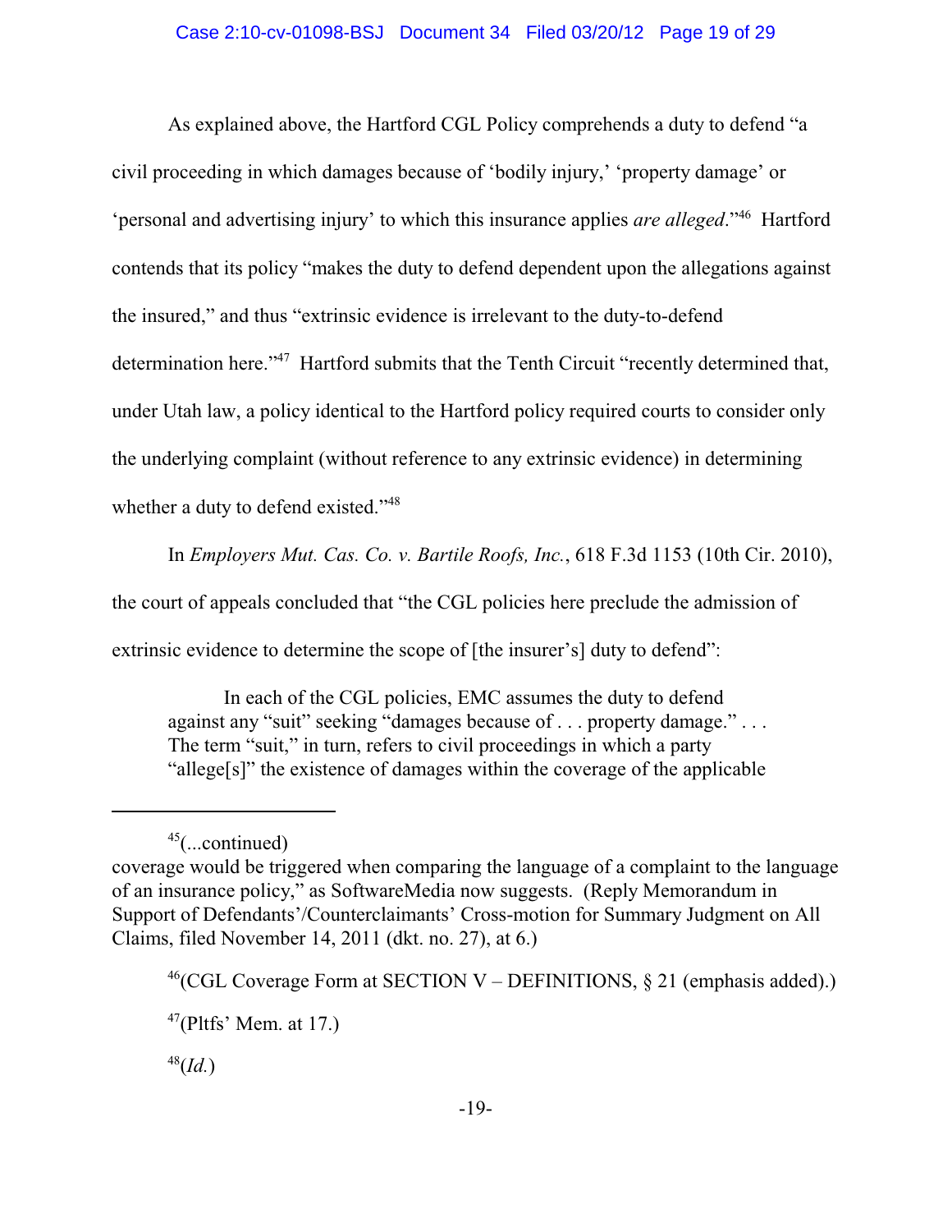As explained above, the Hartford CGL Policy comprehends a duty to defend "a civil proceeding in which damages because of 'bodily injury,' 'property damage' or 'personal and advertising injury' to which this insurance applies *are alleged*."[46] Hartford contends that its policy "makes the duty to defend dependent upon the allegations against the insured," and thus "extrinsic evidence is irrelevant to the duty-to-defend determination here."[47] Hartford submits that the Tenth Circuit "recently determined that, under Utah law, a policy identical to the Hartford policy required courts to consider only the underlying complaint (without reference to any extrinsic evidence) in determining whether a duty to defend existed."[48]

In *Employers Mut. Cas. Co. v. Bartile Roofs, Inc.*, 618 F.3d 1153 (10th Cir. 2010), the court of appeals concluded that "the CGL policies here preclude the admission of extrinsic evidence to determine the scope of [the insurer's] duty to defend":

> In each of the CGL policies, EMC assumes the duty to defend against any "suit" seeking "damages because of . . . property damage." . . . The term "suit," in turn, refers to civil proceedings in which a party "allege[s]" the existence of damages within the coverage of the applicable

---

[45](...continued) coverage would be triggered when comparing the language of a complaint to the language of an insurance policy," as SoftwareMedia now suggests. (Reply Memorandum in Support of Defendants'/Counterclaimants' Cross-motion for Summary Judgment on All Claims, filed November 14, 2011 (dkt. no. 27), at 6.)

[46](CGL Coverage Form at SECTION V – DEFINITIONS, § 21 (emphasis added).)

[47](Pltfs' Mem. at 17.)

[48](*Id.*)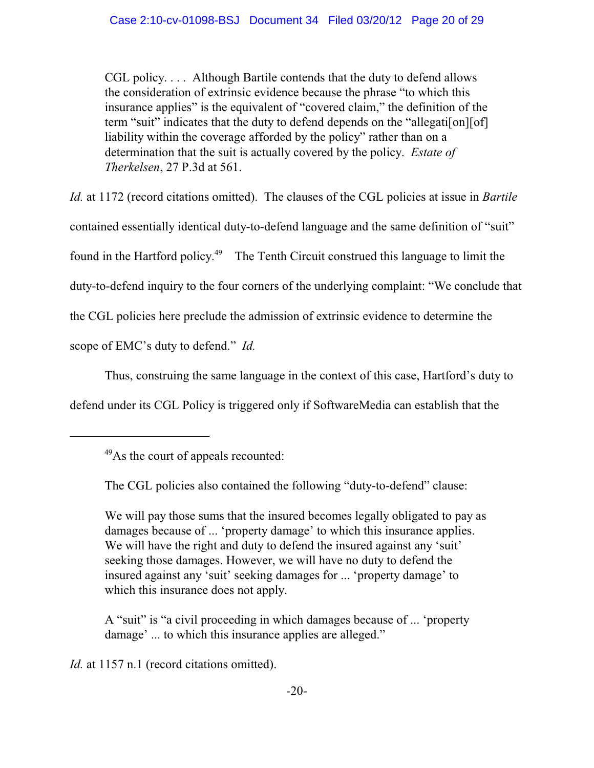> CGL policy. . . . Although Bartile contends that the duty to defend allows the consideration of extrinsic evidence because the phrase "to which this insurance applies" is the equivalent of "covered claim," the definition of the term "suit" indicates that the duty to defend depends on the "allegati[on][of] liability within the coverage afforded by the policy" rather than on a determination that the suit is actually covered by the policy. *Estate of Therkelsen*, 27 P.3d at 561.

*Id.* at 1172 (record citations omitted). The clauses of the CGL policies at issue in *Bartile* contained essentially identical duty-to-defend language and the same definition of "suit" found in the Hartford policy.[49] The Tenth Circuit construed this language to limit the duty-to-defend inquiry to the four corners of the underlying complaint: "We conclude that the CGL policies here preclude the admission of extrinsic evidence to determine the scope of EMC's duty to defend." *Id.*

Thus, construing the same language in the context of this case, Hartford's duty to defend under its CGL Policy is triggered only if SoftwareMedia can establish that the

---

[49] As the court of appeals recounted:

> The CGL policies also contained the following "duty-to-defend" clause:
>
> We will pay those sums that the insured becomes legally obligated to pay as damages because of ... 'property damage' to which this insurance applies. We will have the right and duty to defend the insured against any 'suit' seeking those damages. However, we will have no duty to defend the insured against any 'suit' seeking damages for ... 'property damage' to which this insurance does not apply.
>
> A "suit" is "a civil proceeding in which damages because of ... 'property damage' ... to which this insurance applies are alleged."

*Id.* at 1157 n.1 (record citations omitted).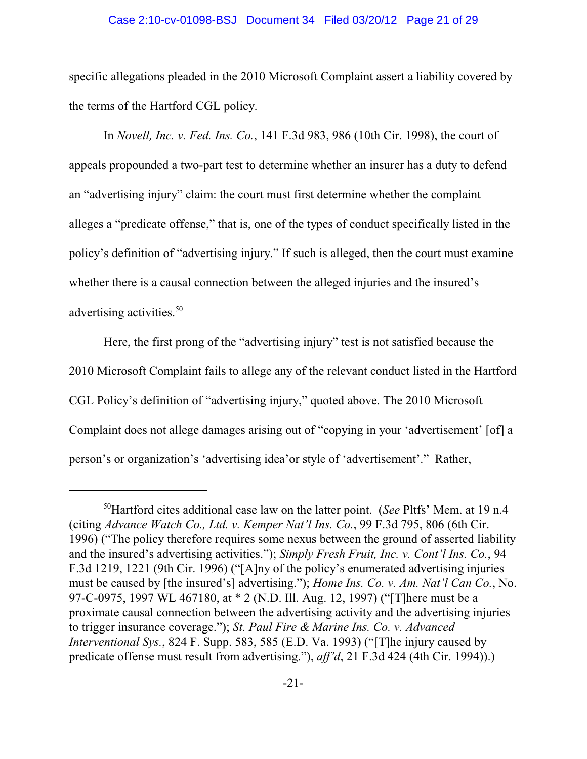specific allegations pleaded in the 2010 Microsoft Complaint assert a liability covered by the terms of the Hartford CGL policy.

In *Novell, Inc. v. Fed. Ins. Co.*, 141 F.3d 983, 986 (10th Cir. 1998), the court of appeals propounded a two-part test to determine whether an insurer has a duty to defend an "advertising injury" claim: the court must first determine whether the complaint alleges a "predicate offense," that is, one of the types of conduct specifically listed in the policy's definition of "advertising injury." If such is alleged, then the court must examine whether there is a causal connection between the alleged injuries and the insured's advertising activities.[50]

Here, the first prong of the "advertising injury" test is not satisfied because the 2010 Microsoft Complaint fails to allege any of the relevant conduct listed in the Hartford CGL Policy's definition of "advertising injury," quoted above. The 2010 Microsoft Complaint does not allege damages arising out of "copying in your 'advertisement' [of] a person's or organization's 'advertising idea'or style of 'advertisement'." Rather,

---

[50]Hartford cites additional case law on the latter point. (*See* Pltfs' Mem. at 19 n.4 (citing *Advance Watch Co., Ltd. v. Kemper Nat'l Ins. Co.*, 99 F.3d 795, 806 (6th Cir. 1996) ("The policy therefore requires some nexus between the ground of asserted liability and the insured's advertising activities."); *Simply Fresh Fruit, Inc. v. Cont'l Ins. Co.*, 94 F.3d 1219, 1221 (9th Cir. 1996) ("[A]ny of the policy's enumerated advertising injuries must be caused by [the insured's] advertising."); *Home Ins. Co. v. Am. Nat'l Can Co.*, No. 97-C-0975, 1997 WL 467180, at * 2 (N.D. Ill. Aug. 12, 1997) ("[T]here must be a proximate causal connection between the advertising activity and the advertising injuries to trigger insurance coverage."); *St. Paul Fire & Marine Ins. Co. v. Advanced Interventional Sys.*, 824 F. Supp. 583, 585 (E.D. Va. 1993) ("[T]he injury caused by predicate offense must result from advertising."), *aff'd*, 21 F.3d 424 (4th Cir. 1994)).)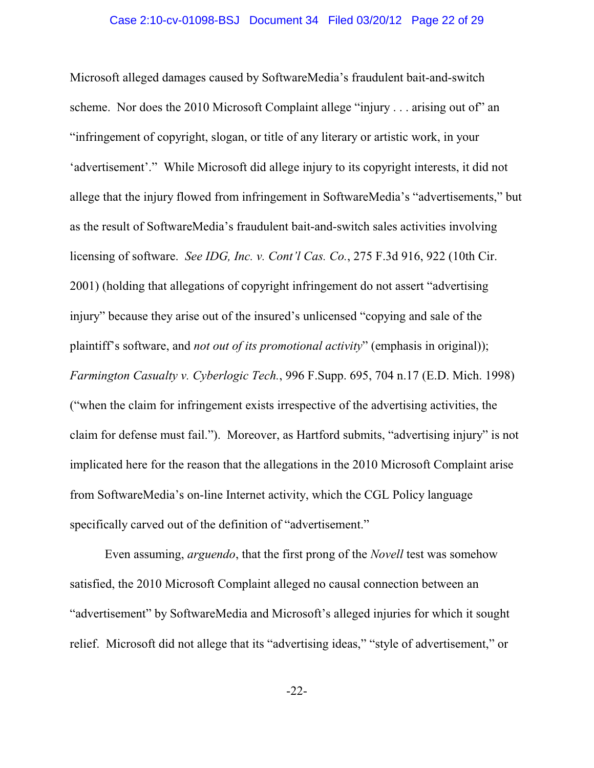Microsoft alleged damages caused by SoftwareMedia's fraudulent bait-and-switch scheme. Nor does the 2010 Microsoft Complaint allege "injury . . . arising out of" an "infringement of copyright, slogan, or title of any literary or artistic work, in your 'advertisement'." While Microsoft did allege injury to its copyright interests, it did not allege that the injury flowed from infringement in SoftwareMedia's "advertisements," but as the result of SoftwareMedia's fraudulent bait-and-switch sales activities involving licensing of software. *See IDG, Inc. v. Cont'l Cas. Co.*, 275 F.3d 916, 922 (10th Cir. 2001) (holding that allegations of copyright infringement do not assert "advertising injury" because they arise out of the insured's unlicensed "copying and sale of the plaintiff's software, and *not out of its promotional activity*" (emphasis in original)); *Farmington Casualty v. Cyberlogic Tech.*, 996 F.Supp. 695, 704 n.17 (E.D. Mich. 1998) ("when the claim for infringement exists irrespective of the advertising activities, the claim for defense must fail."). Moreover, as Hartford submits, "advertising injury" is not implicated here for the reason that the allegations in the 2010 Microsoft Complaint arise from SoftwareMedia's on-line Internet activity, which the CGL Policy language specifically carved out of the definition of "advertisement."

Even assuming, *arguendo*, that the first prong of the *Novell* test was somehow satisfied, the 2010 Microsoft Complaint alleged no causal connection between an "advertisement" by SoftwareMedia and Microsoft's alleged injuries for which it sought relief. Microsoft did not allege that its "advertising ideas," "style of advertisement," or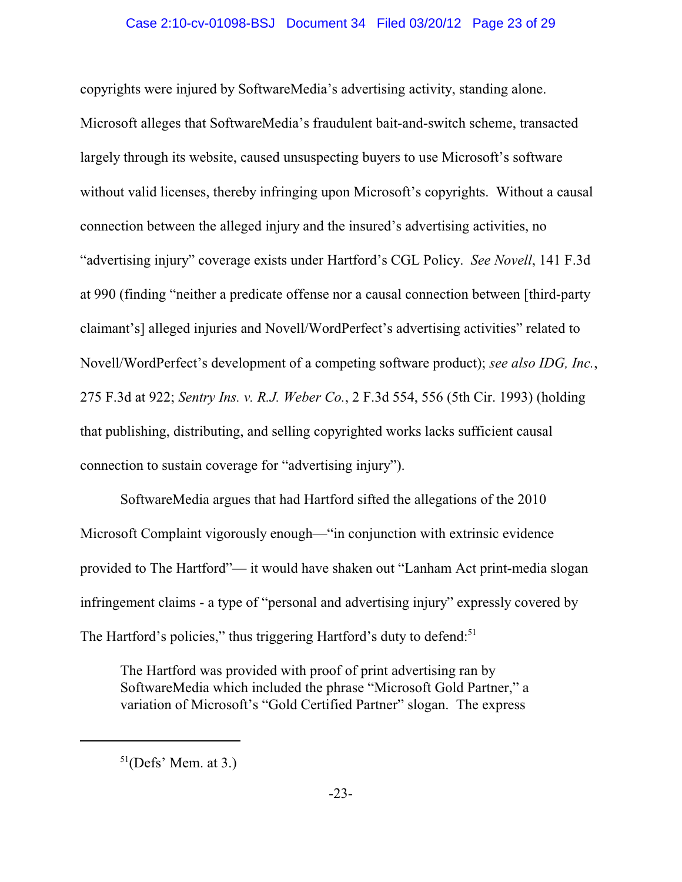copyrights were injured by SoftwareMedia's advertising activity, standing alone. Microsoft alleges that SoftwareMedia's fraudulent bait-and-switch scheme, transacted largely through its website, caused unsuspecting buyers to use Microsoft's software without valid licenses, thereby infringing upon Microsoft's copyrights. Without a causal connection between the alleged injury and the insured's advertising activities, no "advertising injury" coverage exists under Hartford's CGL Policy. *See Novell*, 141 F.3d at 990 (finding "neither a predicate offense nor a causal connection between [third-party claimant's] alleged injuries and Novell/WordPerfect's advertising activities" related to Novell/WordPerfect's development of a competing software product); *see also IDG, Inc.*, 275 F.3d at 922; *Sentry Ins. v. R.J. Weber Co.*, 2 F.3d 554, 556 (5th Cir. 1993) (holding that publishing, distributing, and selling copyrighted works lacks sufficient causal connection to sustain coverage for "advertising injury").

SoftwareMedia argues that had Hartford sifted the allegations of the 2010 Microsoft Complaint vigorously enough—"in conjunction with extrinsic evidence provided to The Hartford"— it would have shaken out "Lanham Act print-media slogan infringement claims - a type of "personal and advertising injury" expressly covered by The Hartford's policies," thus triggering Hartford's duty to defend:[51]

> The Hartford was provided with proof of print advertising ran by SoftwareMedia which included the phrase "Microsoft Gold Partner," a variation of Microsoft's "Gold Certified Partner" slogan. The express

---

[51](Defs' Mem. at 3.)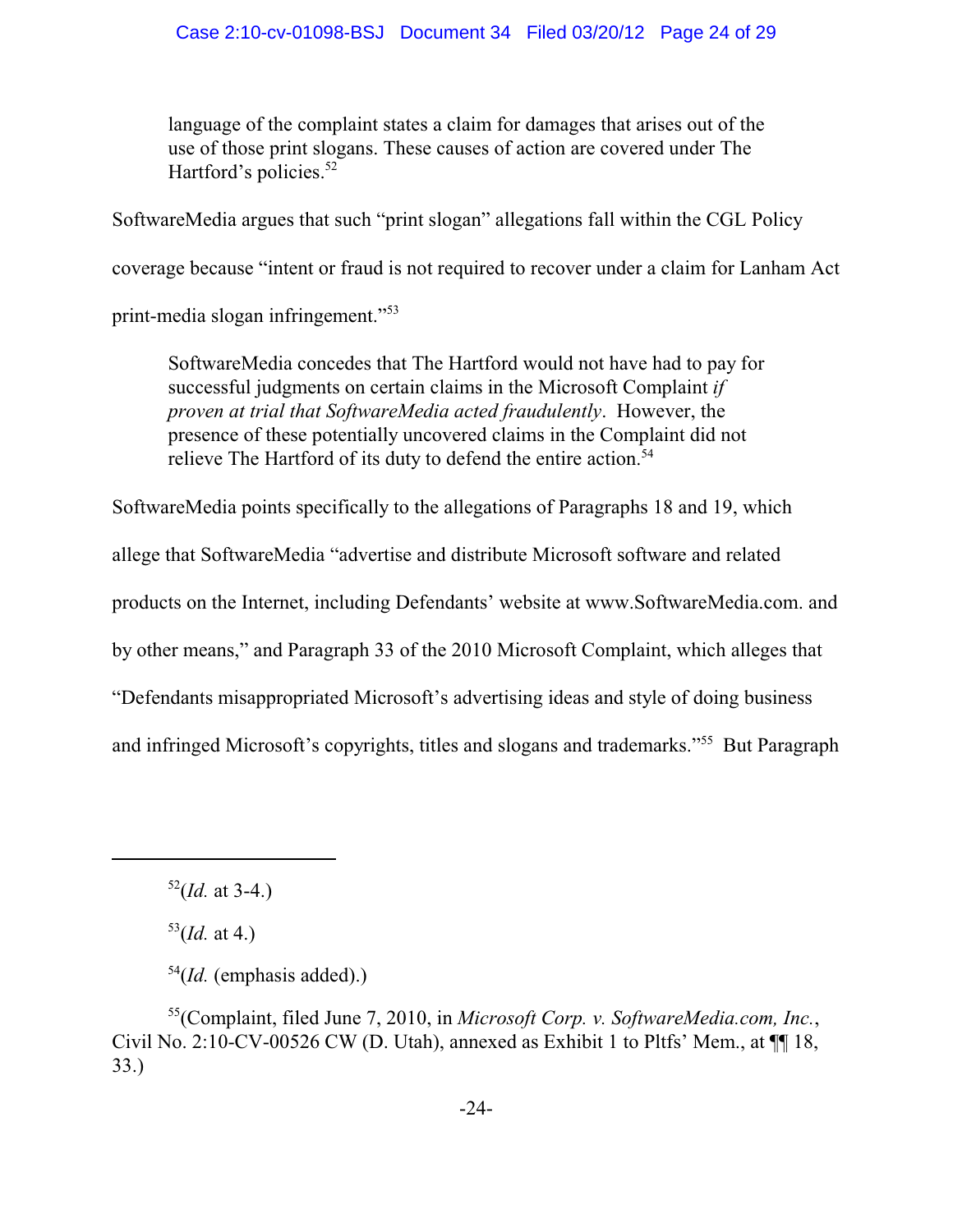> language of the complaint states a claim for damages that arises out of the use of those print slogans. These causes of action are covered under The Hartford's policies.[52]

SoftwareMedia argues that such "print slogan" allegations fall within the CGL Policy coverage because "intent or fraud is not required to recover under a claim for Lanham Act print-media slogan infringement."[53]

> SoftwareMedia concedes that The Hartford would not have had to pay for successful judgments on certain claims in the Microsoft Complaint *if proven at trial that SoftwareMedia acted fraudulently*. However, the presence of these potentially uncovered claims in the Complaint did not relieve The Hartford of its duty to defend the entire action.[54]

SoftwareMedia points specifically to the allegations of Paragraphs 18 and 19, which allege that SoftwareMedia "advertise and distribute Microsoft software and related products on the Internet, including Defendants' website at www.SoftwareMedia.com. and by other means," and Paragraph 33 of the 2010 Microsoft Complaint, which alleges that "Defendants misappropriated Microsoft's advertising ideas and style of doing business and infringed Microsoft's copyrights, titles and slogans and trademarks."[55] But Paragraph

---

[52](*Id.* at 3-4.)

[53](*Id.* at 4.)

[54](*Id.* (emphasis added).)

[55](Complaint, filed June 7, 2010, in *Microsoft Corp. v. SoftwareMedia.com, Inc.*, Civil No. 2:10-CV-00526 CW (D. Utah), annexed as Exhibit 1 to Pltfs' Mem., at ¶¶ 18, 33.)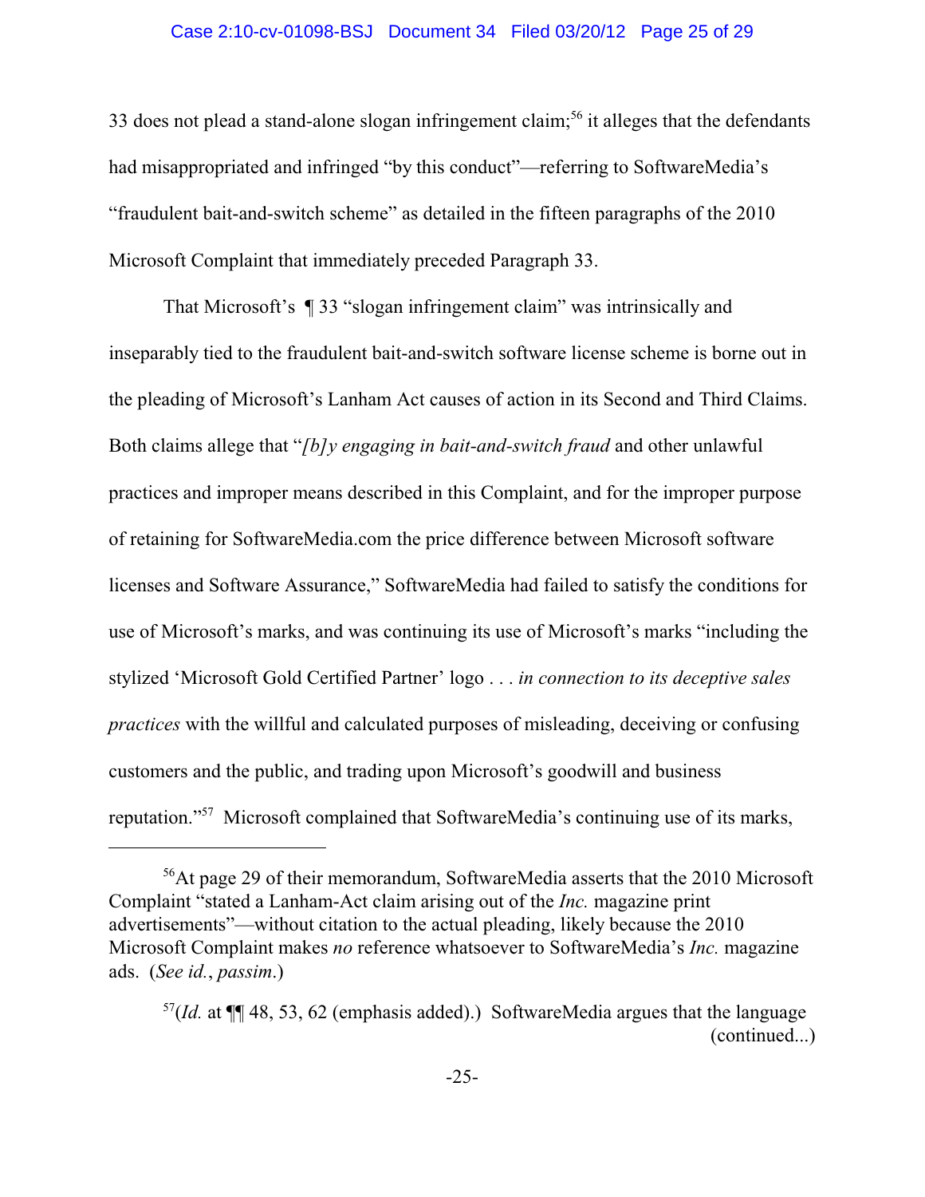33 does not plead a stand-alone slogan infringement claim;[56] it alleges that the defendants had misappropriated and infringed "by this conduct"—referring to SoftwareMedia's "fraudulent bait-and-switch scheme" as detailed in the fifteen paragraphs of the 2010 Microsoft Complaint that immediately preceded Paragraph 33.

That Microsoft's ¶ 33 "slogan infringement claim" was intrinsically and inseparably tied to the fraudulent bait-and-switch software license scheme is borne out in the pleading of Microsoft's Lanham Act causes of action in its Second and Third Claims. Both claims allege that "*[b]y engaging in bait-and-switch fraud* and other unlawful practices and improper means described in this Complaint, and for the improper purpose of retaining for SoftwareMedia.com the price difference between Microsoft software licenses and Software Assurance," SoftwareMedia had failed to satisfy the conditions for use of Microsoft's marks, and was continuing its use of Microsoft's marks "including the stylized 'Microsoft Gold Certified Partner' logo . . . *in connection to its deceptive sales practices* with the willful and calculated purposes of misleading, deceiving or confusing customers and the public, and trading upon Microsoft's goodwill and business reputation."[57] Microsoft complained that SoftwareMedia's continuing use of its marks,

---

[56]At page 29 of their memorandum, SoftwareMedia asserts that the 2010 Microsoft Complaint "stated a Lanham-Act claim arising out of the *Inc.* magazine print advertisements"—without citation to the actual pleading, likely because the 2010 Microsoft Complaint makes *no* reference whatsoever to SoftwareMedia's *Inc.* magazine ads. (*See id.*, *passim*.)

[57](*Id.* at ¶¶ 48, 53, 62 (emphasis added).) SoftwareMedia argues that the language (continued...)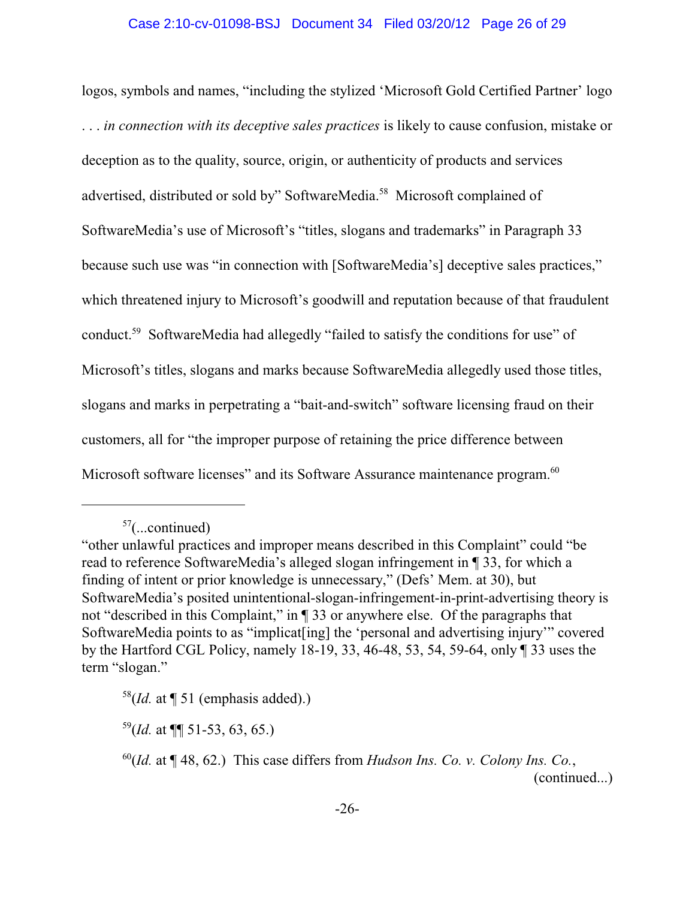logos, symbols and names, "including the stylized 'Microsoft Gold Certified Partner' logo . . . *in connection with its deceptive sales practices* is likely to cause confusion, mistake or deception as to the quality, source, origin, or authenticity of products and services advertised, distributed or sold by" SoftwareMedia.[58] Microsoft complained of SoftwareMedia's use of Microsoft's "titles, slogans and trademarks" in Paragraph 33 because such use was "in connection with [SoftwareMedia's] deceptive sales practices," which threatened injury to Microsoft's goodwill and reputation because of that fraudulent conduct.[59] SoftwareMedia had allegedly "failed to satisfy the conditions for use" of Microsoft's titles, slogans and marks because SoftwareMedia allegedly used those titles, slogans and marks in perpetrating a "bait-and-switch" software licensing fraud on their customers, all for "the improper purpose of retaining the price difference between Microsoft software licenses" and its Software Assurance maintenance program.[60]

---

[57](...continued)
"other unlawful practices and improper means described in this Complaint" could "be read to reference SoftwareMedia's alleged slogan infringement in ¶ 33, for which a finding of intent or prior knowledge is unnecessary," (Defs' Mem. at 30), but SoftwareMedia's posited unintentional-slogan-infringement-in-print-advertising theory is not "described in this Complaint," in ¶ 33 or anywhere else. Of the paragraphs that SoftwareMedia points to as "implicat[ing] the 'personal and advertising injury'" covered by the Hartford CGL Policy, namely 18-19, 33, 46-48, 53, 54, 59-64, only ¶ 33 uses the term "slogan."

[58](*Id.* at ¶ 51 (emphasis added).)

[59](*Id.* at ¶¶ 51-53, 63, 65.)

[60](*Id.* at ¶ 48, 62.) This case differs from *Hudson Ins. Co. v. Colony Ins. Co.*, (continued...)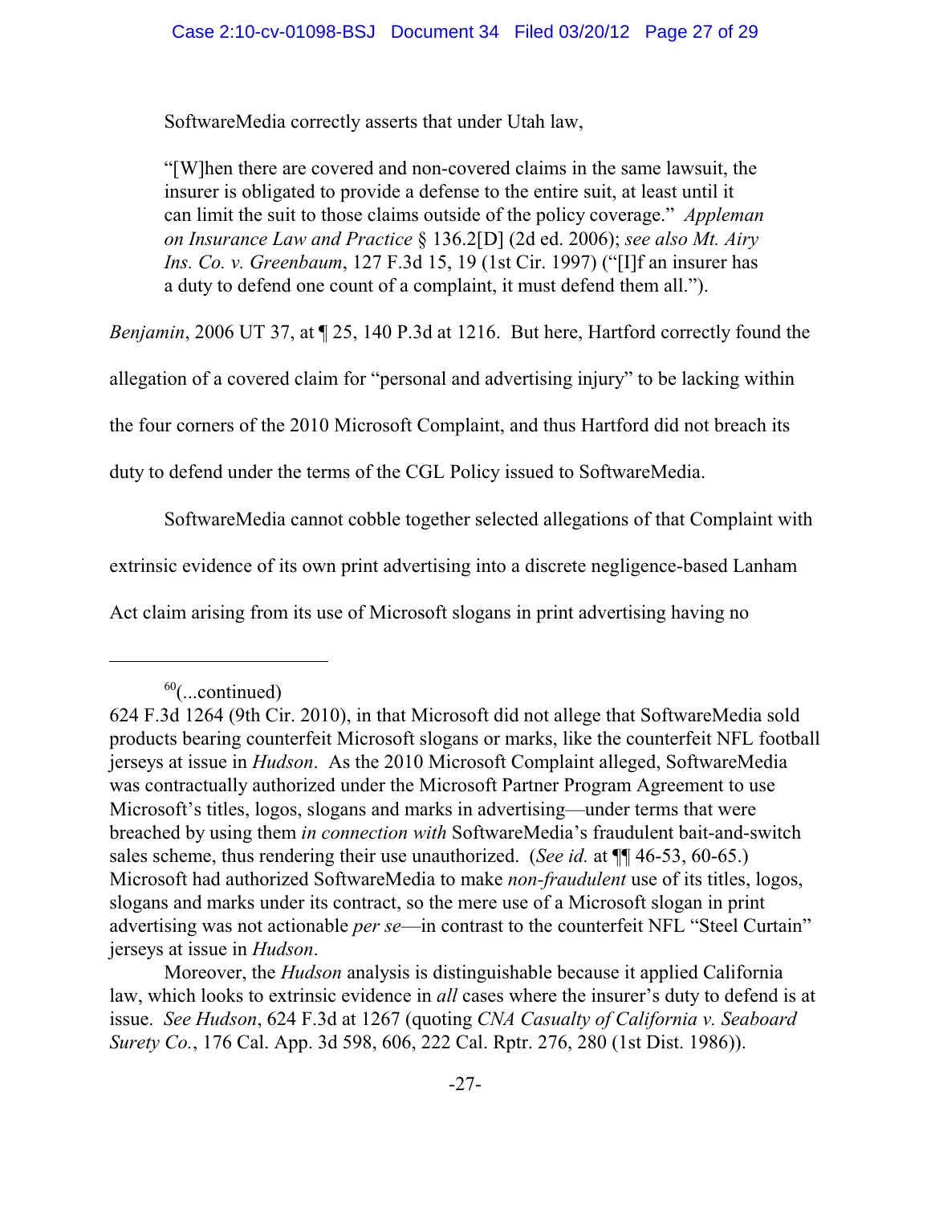SoftwareMedia correctly asserts that under Utah law,

> "[W]hen there are covered and non-covered claims in the same lawsuit, the insurer is obligated to provide a defense to the entire suit, at least until it can limit the suit to those claims outside of the policy coverage." *Appleman on Insurance Law and Practice* § 136.2[D] (2d ed. 2006); *see also Mt. Airy Ins. Co. v. Greenbaum*, 127 F.3d 15, 19 (1st Cir. 1997) ("[I]f an insurer has a duty to defend one count of a complaint, it must defend them all.").

*Benjamin*, 2006 UT 37, at ¶ 25, 140 P.3d at 1216. But here, Hartford correctly found the allegation of a covered claim for "personal and advertising injury" to be lacking within the four corners of the 2010 Microsoft Complaint, and thus Hartford did not breach its duty to defend under the terms of the CGL Policy issued to SoftwareMedia.

SoftwareMedia cannot cobble together selected allegations of that Complaint with extrinsic evidence of its own print advertising into a discrete negligence-based Lanham Act claim arising from its use of Microsoft slogans in print advertising having no

---

[60](...continued)
624 F.3d 1264 (9th Cir. 2010), in that Microsoft did not allege that SoftwareMedia sold products bearing counterfeit Microsoft slogans or marks, like the counterfeit NFL football jerseys at issue in *Hudson*. As the 2010 Microsoft Complaint alleged, SoftwareMedia was contractually authorized under the Microsoft Partner Program Agreement to use Microsoft's titles, logos, slogans and marks in advertising—under terms that were breached by using them *in connection with* SoftwareMedia's fraudulent bait-and-switch sales scheme, thus rendering their use unauthorized. (*See id.* at ¶¶ 46-53, 60-65.) Microsoft had authorized SoftwareMedia to make *non-fraudulent* use of its titles, logos, slogans and marks under its contract, so the mere use of a Microsoft slogan in print advertising was not actionable *per se*—in contrast to the counterfeit NFL "Steel Curtain" jerseys at issue in *Hudson*.

Moreover, the *Hudson* analysis is distinguishable because it applied California law, which looks to extrinsic evidence in *all* cases where the insurer's duty to defend is at issue. *See Hudson*, 624 F.3d at 1267 (quoting *CNA Casualty of California v. Seaboard Surety Co.*, 176 Cal. App. 3d 598, 606, 222 Cal. Rptr. 276, 280 (1st Dist. 1986)).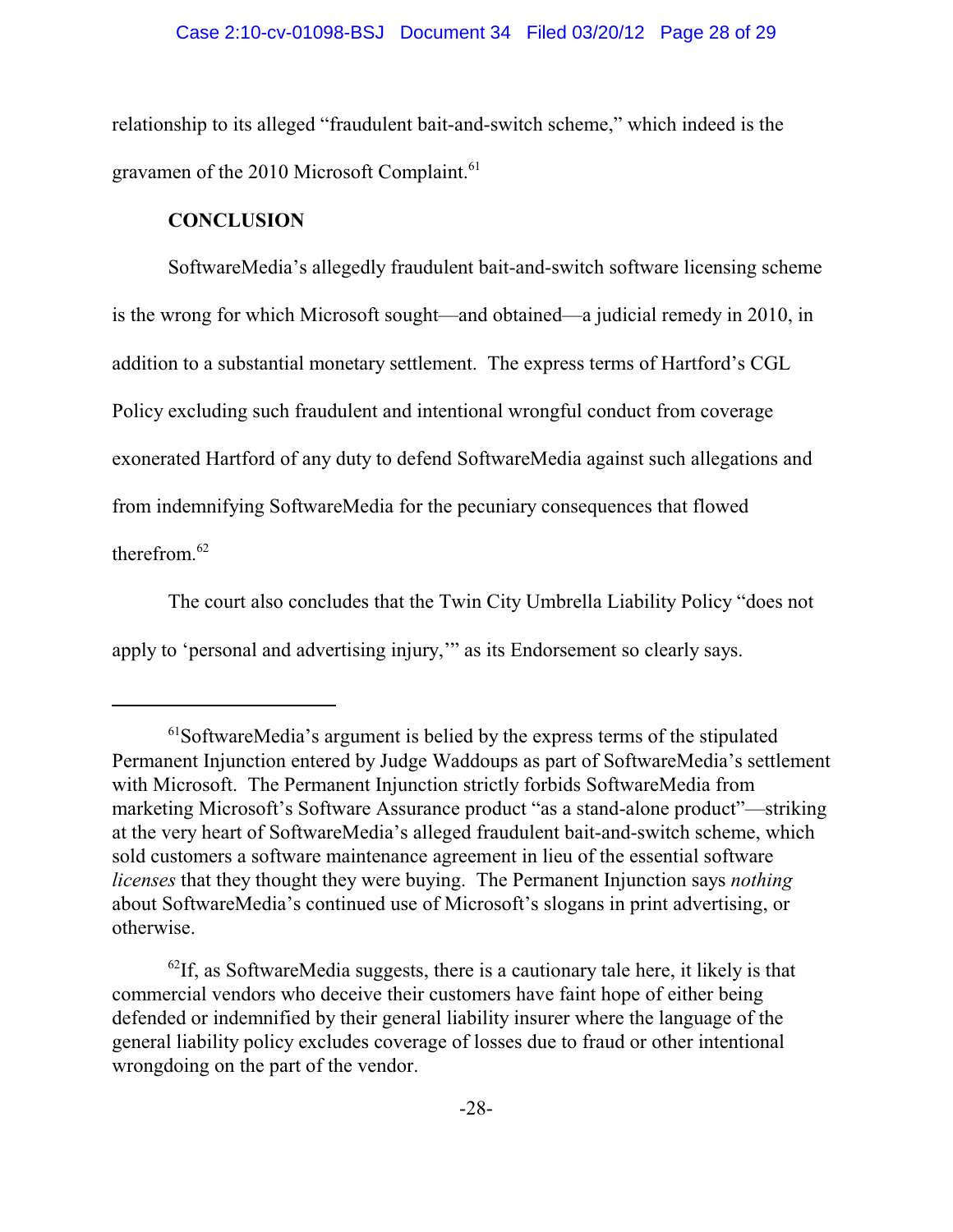relationship to its alleged "fraudulent bait-and-switch scheme," which indeed is the gravamen of the 2010 Microsoft Complaint.[61]

**CONCLUSION**

SoftwareMedia's allegedly fraudulent bait-and-switch software licensing scheme is the wrong for which Microsoft sought—and obtained—a judicial remedy in 2010, in addition to a substantial monetary settlement. The express terms of Hartford's CGL Policy excluding such fraudulent and intentional wrongful conduct from coverage exonerated Hartford of any duty to defend SoftwareMedia against such allegations and from indemnifying SoftwareMedia for the pecuniary consequences that flowed therefrom.[62]

The court also concludes that the Twin City Umbrella Liability Policy "does not apply to 'personal and advertising injury,'" as its Endorsement so clearly says.

---

[61]SoftwareMedia's argument is belied by the express terms of the stipulated Permanent Injunction entered by Judge Waddoups as part of SoftwareMedia's settlement with Microsoft. The Permanent Injunction strictly forbids SoftwareMedia from marketing Microsoft's Software Assurance product "as a stand-alone product"—striking at the very heart of SoftwareMedia's alleged fraudulent bait-and-switch scheme, which sold customers a software maintenance agreement in lieu of the essential software *licenses* that they thought they were buying. The Permanent Injunction says *nothing* about SoftwareMedia's continued use of Microsoft's slogans in print advertising, or otherwise.

[62]If, as SoftwareMedia suggests, there is a cautionary tale here, it likely is that commercial vendors who deceive their customers have faint hope of either being defended or indemnified by their general liability insurer where the language of the general liability policy excludes coverage of losses due to fraud or other intentional wrongdoing on the part of the vendor.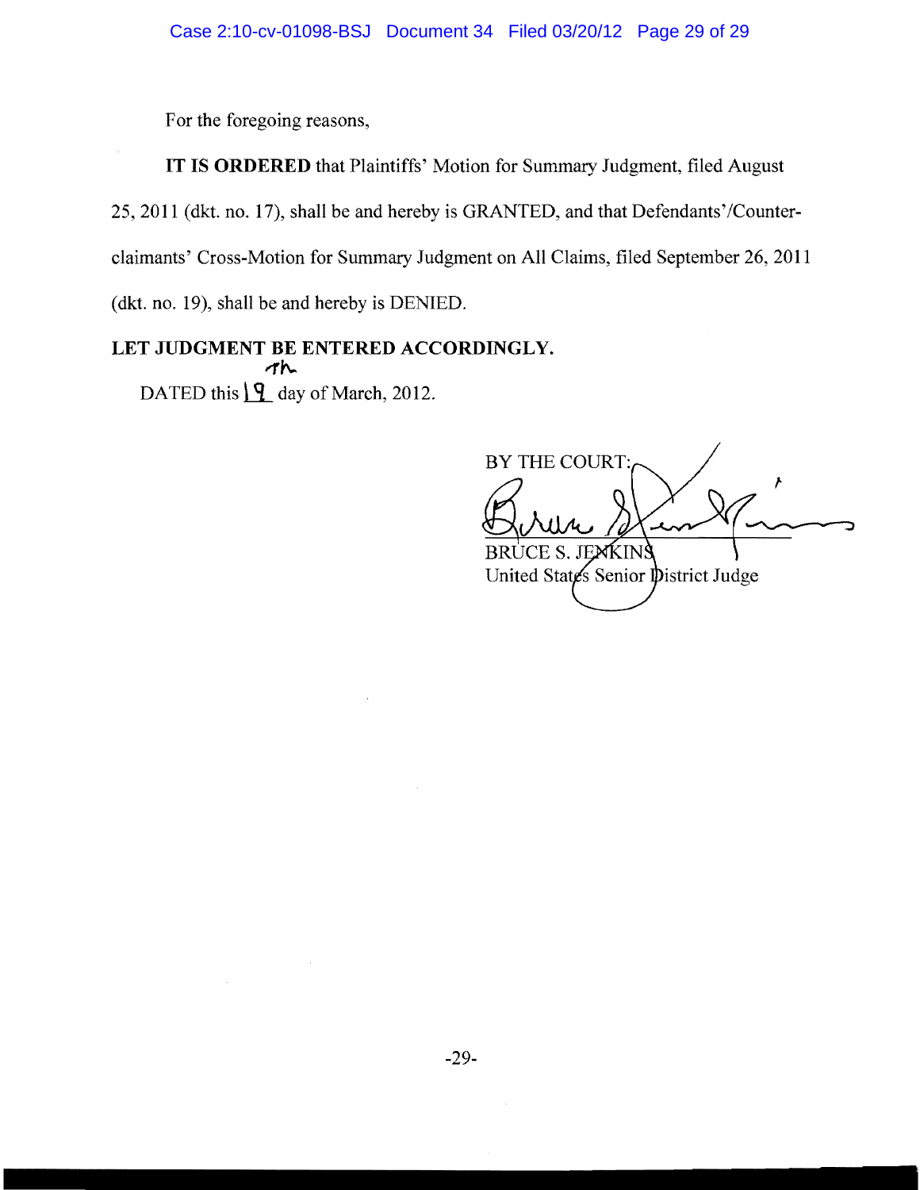For the foregoing reasons,

**IT IS ORDERED** that Plaintiffs' Motion for Summary Judgment, filed August 25, 2011 (dkt. no. 17), shall be and hereby is GRANTED, and that Defendants'/Counter-claimants' Cross-Motion for Summary Judgment on All Claims, filed September 26, 2011 (dkt. no. 19), shall be and hereby is DENIED.

**LET JUDGMENT BE ENTERED ACCORDINGLY.**

DATED this 19th day of March, 2012.

BY THE COURT:

BRUCE S. JENKINS
United States Senior District Judge